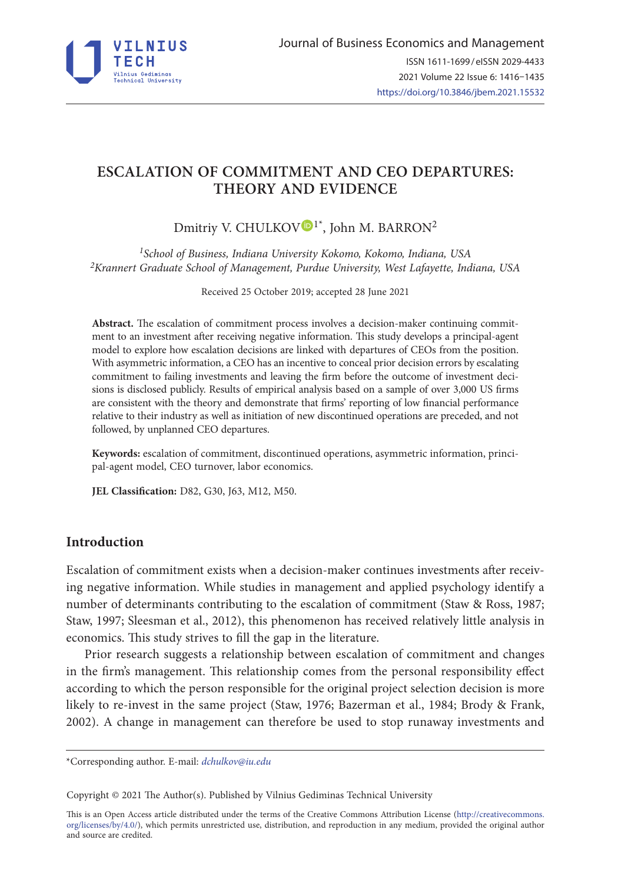# ESCALATION OF COMMITMENT AND CEO DEPARTURES: THEORY AND EVIDENCE

Dmitry V. CHULKOV[1*], John M. BARRON[2]

[1]*School of Business, Indiana University Kokomo, Kokomo, Indiana, USA*
[2]*Krannert Graduate School of Management, Purdue University, West Lafayette, Indiana, USA*

Received 25 October 2019; accepted 28 June 2021

**Abstract.** The escalation of commitment process involves a decision-maker continuing commitment to an investment after receiving negative information. This study develops a principal-agent model to explore how escalation decisions are linked with departures of CEOs from the position. With asymmetric information, a CEO has an incentive to conceal prior decision errors by escalating commitment to failing investments and leaving the firm before the outcome of investment decisions is disclosed publicly. Results of empirical analysis based on a sample of over 3,000 US firms are consistent with the theory and demonstrate that firms' reporting of low financial performance relative to their industry as well as initiation of new discontinued operations are preceded, and not followed, by unplanned CEO departures.

**Keywords:** escalation of commitment, discontinued operations, asymmetric information, principal-agent model, CEO turnover, labor economics.

**JEL Classification:** D82, G30, J63, M12, M50.

## Introduction

Escalation of commitment exists when a decision-maker continues investments after receiving negative information. While studies in management and applied psychology identify a number of determinants contributing to the escalation of commitment (Staw & Ross, 1987; Staw, 1997; Sleesman et al., 2012), this phenomenon has received relatively little analysis in economics. This study strives to fill the gap in the literature.

Prior research suggests a relationship between escalation of commitment and changes in the firm's management. This relationship comes from the personal responsibility effect according to which the person responsible for the original project selection decision is more likely to re-invest in the same project (Staw, 1976; Bazerman et al., 1984; Brody & Frank, 2002). A change in management can therefore be used to stop runaway investments and

*Corresponding author. E-mail: *dchulkov@iu.edu*

Copyright © 2021 The Author(s). Published by Vilnius Gediminas Technical University

This is an Open Access article distributed under the terms of the Creative Commons Attribution License (http://creativecommons.org/licenses/by/4.0/), which permits unrestricted use, distribution, and reproduction in any medium, provided the original author and source are credited.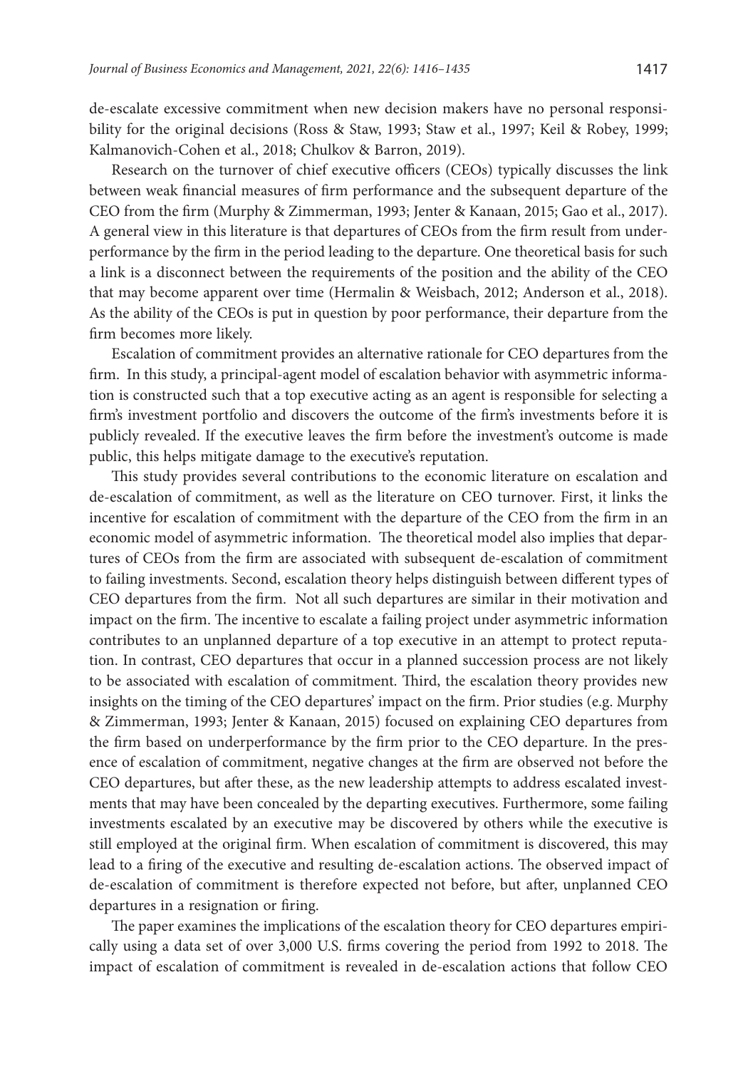de-escalate excessive commitment when new decision makers have no personal responsibility for the original decisions (Ross & Staw, 1993; Staw et al., 1997; Keil & Robey, 1999; Kalmanovich-Cohen et al., 2018; Chulkov & Barron, 2019).

Research on the turnover of chief executive officers (CEOs) typically discusses the link between weak financial measures of firm performance and the subsequent departure of the CEO from the firm (Murphy & Zimmerman, 1993; Jenter & Kanaan, 2015; Gao et al., 2017). A general view in this literature is that departures of CEOs from the firm result from underperformance by the firm in the period leading to the departure. One theoretical basis for such a link is a disconnect between the requirements of the position and the ability of the CEO that may become apparent over time (Hermalin & Weisbach, 2012; Anderson et al., 2018). As the ability of the CEOs is put in question by poor performance, their departure from the firm becomes more likely.

Escalation of commitment provides an alternative rationale for CEO departures from the firm. In this study, a principal-agent model of escalation behavior with asymmetric information is constructed such that a top executive acting as an agent is responsible for selecting a firm's investment portfolio and discovers the outcome of the firm's investments before it is publicly revealed. If the executive leaves the firm before the investment's outcome is made public, this helps mitigate damage to the executive's reputation.

This study provides several contributions to the economic literature on escalation and de-escalation of commitment, as well as the literature on CEO turnover. First, it links the incentive for escalation of commitment with the departure of the CEO from the firm in an economic model of asymmetric information. The theoretical model also implies that departures of CEOs from the firm are associated with subsequent de-escalation of commitment to failing investments. Second, escalation theory helps distinguish between different types of CEO departures from the firm. Not all such departures are similar in their motivation and impact on the firm. The incentive to escalate a failing project under asymmetric information contributes to an unplanned departure of a top executive in an attempt to protect reputation. In contrast, CEO departures that occur in a planned succession process are not likely to be associated with escalation of commitment. Third, the escalation theory provides new insights on the timing of the CEO departures' impact on the firm. Prior studies (e.g. Murphy & Zimmerman, 1993; Jenter & Kanaan, 2015) focused on explaining CEO departures from the firm based on underperformance by the firm prior to the CEO departure. In the presence of escalation of commitment, negative changes at the firm are observed not before the CEO departures, but after these, as the new leadership attempts to address escalated investments that may have been concealed by the departing executives. Furthermore, some failing investments escalated by an executive may be discovered by others while the executive is still employed at the original firm. When escalation of commitment is discovered, this may lead to a firing of the executive and resulting de-escalation actions. The observed impact of de-escalation of commitment is therefore expected not before, but after, unplanned CEO departures in a resignation or firing.

The paper examines the implications of the escalation theory for CEO departures empirically using a data set of over 3,000 U.S. firms covering the period from 1992 to 2018. The impact of escalation of commitment is revealed in de-escalation actions that follow CEO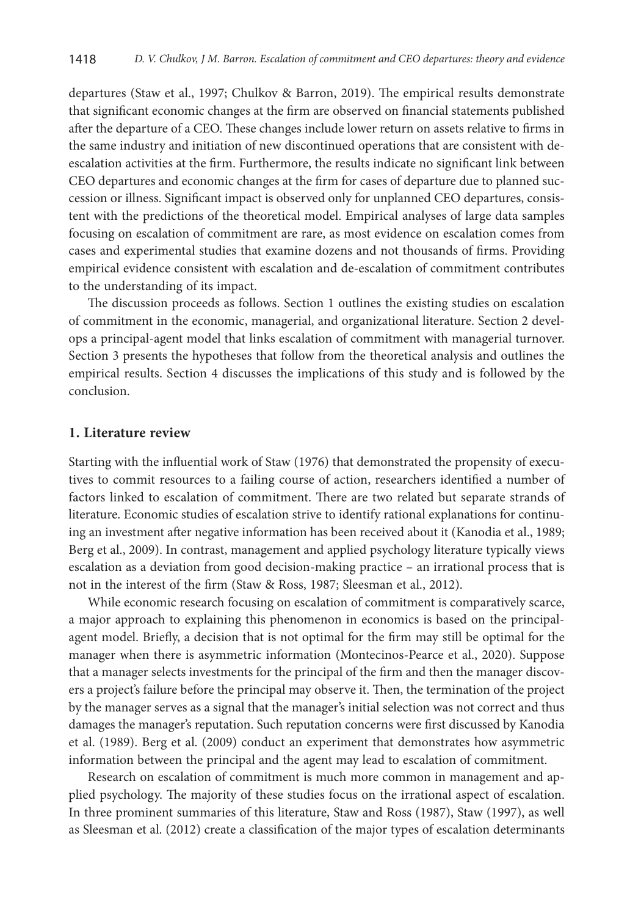departures (Staw et al., 1997; Chulkov & Barron, 2019). The empirical results demonstrate that significant economic changes at the firm are observed on financial statements published after the departure of a CEO. These changes include lower return on assets relative to firms in the same industry and initiation of new discontinued operations that are consistent with de-escalation activities at the firm. Furthermore, the results indicate no significant link between CEO departures and economic changes at the firm for cases of departure due to planned succession or illness. Significant impact is observed only for unplanned CEO departures, consistent with the predictions of the theoretical model. Empirical analyses of large data samples focusing on escalation of commitment are rare, as most evidence on escalation comes from cases and experimental studies that examine dozens and not thousands of firms. Providing empirical evidence consistent with escalation and de-escalation of commitment contributes to the understanding of its impact.

The discussion proceeds as follows. Section 1 outlines the existing studies on escalation of commitment in the economic, managerial, and organizational literature. Section 2 develops a principal-agent model that links escalation of commitment with managerial turnover. Section 3 presents the hypotheses that follow from the theoretical analysis and outlines the empirical results. Section 4 discusses the implications of this study and is followed by the conclusion.

## 1. Literature review

Starting with the influential work of Staw (1976) that demonstrated the propensity of executives to commit resources to a failing course of action, researchers identified a number of factors linked to escalation of commitment. There are two related but separate strands of literature. Economic studies of escalation strive to identify rational explanations for continuing an investment after negative information has been received about it (Kanodia et al., 1989; Berg et al., 2009). In contrast, management and applied psychology literature typically views escalation as a deviation from good decision-making practice – an irrational process that is not in the interest of the firm (Staw & Ross, 1987; Sleesman et al., 2012).

While economic research focusing on escalation of commitment is comparatively scarce, a major approach to explaining this phenomenon in economics is based on the principal-agent model. Briefly, a decision that is not optimal for the firm may still be optimal for the manager when there is asymmetric information (Montecinos-Pearce et al., 2020). Suppose that a manager selects investments for the principal of the firm and then the manager discovers a project's failure before the principal may observe it. Then, the termination of the project by the manager serves as a signal that the manager's initial selection was not correct and thus damages the manager's reputation. Such reputation concerns were first discussed by Kanodia et al. (1989). Berg et al. (2009) conduct an experiment that demonstrates how asymmetric information between the principal and the agent may lead to escalation of commitment.

Research on escalation of commitment is much more common in management and applied psychology. The majority of these studies focus on the irrational aspect of escalation. In three prominent summaries of this literature, Staw and Ross (1987), Staw (1997), as well as Sleesman et al. (2012) create a classification of the major types of escalation determinants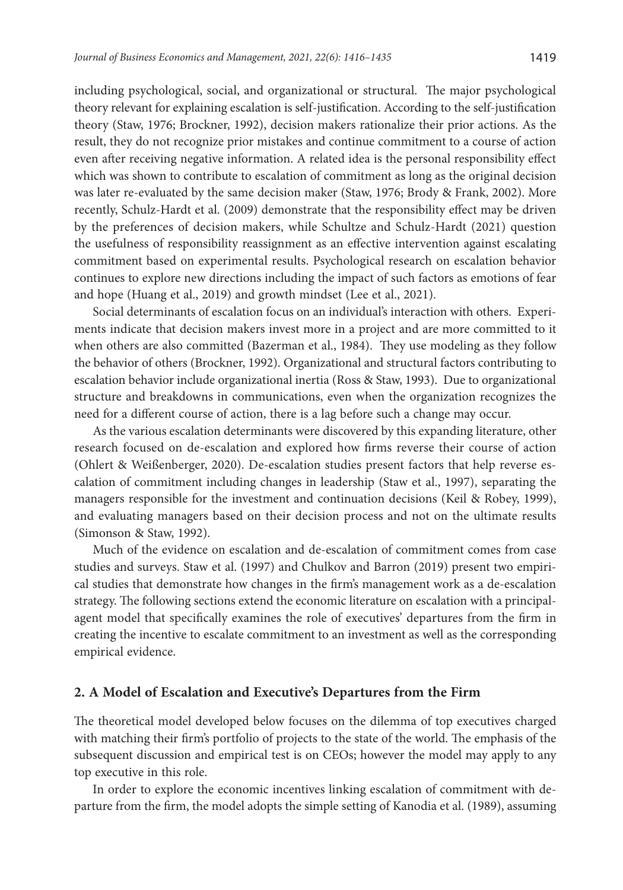including psychological, social, and organizational or structural. The major psychological theory relevant for explaining escalation is self-justification. According to the self-justification theory (Staw, 1976; Brockner, 1992), decision makers rationalize their prior actions. As the result, they do not recognize prior mistakes and continue commitment to a course of action even after receiving negative information. A related idea is the personal responsibility effect which was shown to contribute to escalation of commitment as long as the original decision was later re-evaluated by the same decision maker (Staw, 1976; Brody & Frank, 2002). More recently, Schulz-Hardt et al. (2009) demonstrate that the responsibility effect may be driven by the preferences of decision makers, while Schultze and Schulz-Hardt (2021) question the usefulness of responsibility reassignment as an effective intervention against escalating commitment based on experimental results. Psychological research on escalation behavior continues to explore new directions including the impact of such factors as emotions of fear and hope (Huang et al., 2019) and growth mindset (Lee et al., 2021).

Social determinants of escalation focus on an individual's interaction with others. Experiments indicate that decision makers invest more in a project and are more committed to it when others are also committed (Bazerman et al., 1984). They use modeling as they follow the behavior of others (Brockner, 1992). Organizational and structural factors contributing to escalation behavior include organizational inertia (Ross & Staw, 1993). Due to organizational structure and breakdowns in communications, even when the organization recognizes the need for a different course of action, there is a lag before such a change may occur.

As the various escalation determinants were discovered by this expanding literature, other research focused on de-escalation and explored how firms reverse their course of action (Ohlert & Weißenberger, 2020). De-escalation studies present factors that help reverse escalation of commitment including changes in leadership (Staw et al., 1997), separating the managers responsible for the investment and continuation decisions (Keil & Robey, 1999), and evaluating managers based on their decision process and not on the ultimate results (Simonson & Staw, 1992).

Much of the evidence on escalation and de-escalation of commitment comes from case studies and surveys. Staw et al. (1997) and Chulkov and Barron (2019) present two empirical studies that demonstrate how changes in the firm's management work as a de-escalation strategy. The following sections extend the economic literature on escalation with a principal-agent model that specifically examines the role of executives' departures from the firm in creating the incentive to escalate commitment to an investment as well as the corresponding empirical evidence.

## 2. A Model of Escalation and Executive's Departures from the Firm

The theoretical model developed below focuses on the dilemma of top executives charged with matching their firm's portfolio of projects to the state of the world. The emphasis of the subsequent discussion and empirical test is on CEOs; however the model may apply to any top executive in this role.

In order to explore the economic incentives linking escalation of commitment with departure from the firm, the model adopts the simple setting of Kanodia et al. (1989), assuming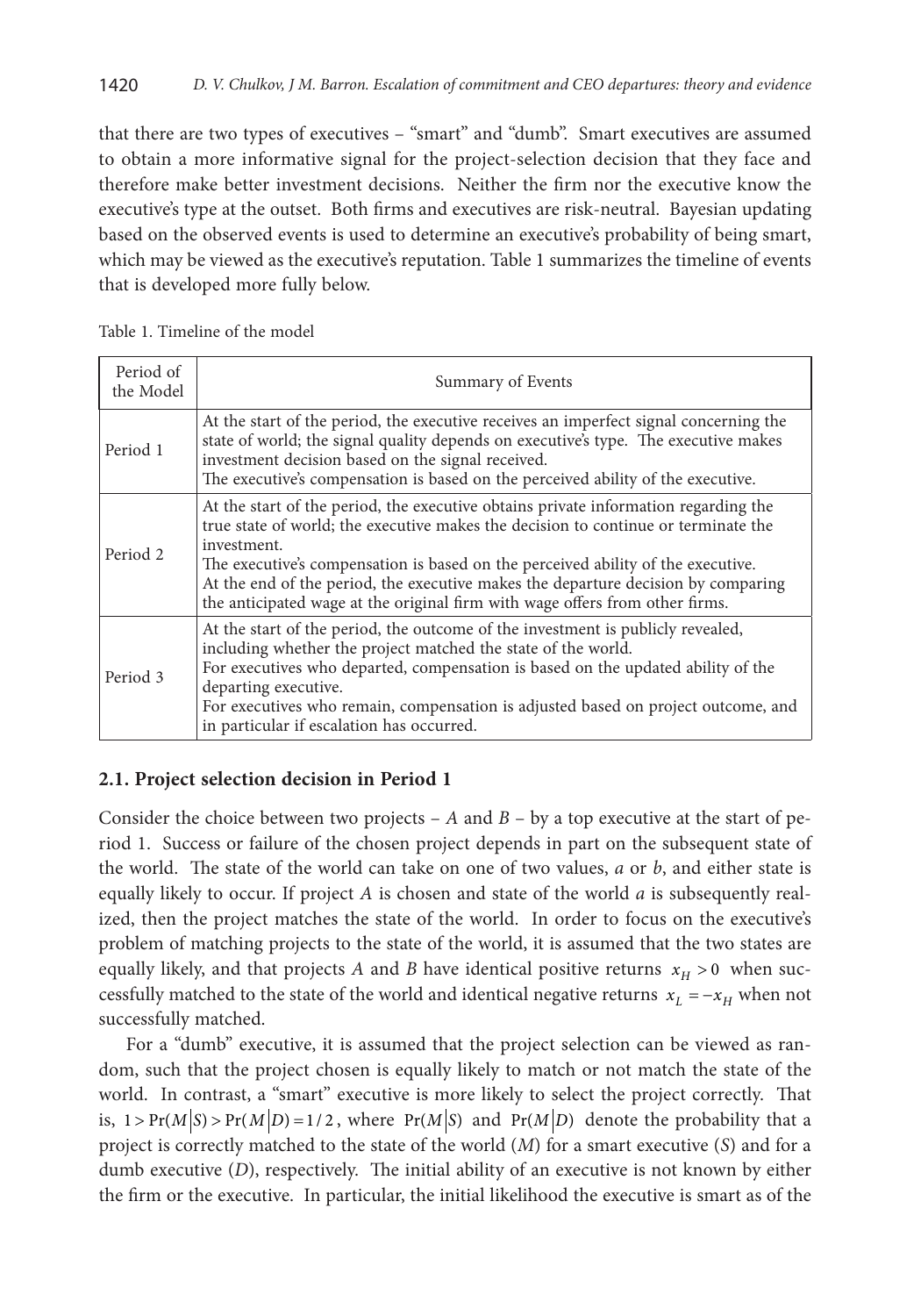that there are two types of executives – "smart" and "dumb". Smart executives are assumed to obtain a more informative signal for the project-selection decision that they face and therefore make better investment decisions. Neither the firm nor the executive know the executive's type at the outset. Both firms and executives are risk-neutral. Bayesian updating based on the observed events is used to determine an executive's probability of being smart, which may be viewed as the executive's reputation. Table 1 summarizes the timeline of events that is developed more fully below.

Table 1. Timeline of the model

| Period of the Model | Summary of Events |
|---|---|
| Period 1 | At the start of the period, the executive receives an imperfect signal concerning the state of world; the signal quality depends on executive's type. The executive makes investment decision based on the signal received. The executive's compensation is based on the perceived ability of the executive. |
| Period 2 | At the start of the period, the executive obtains private information regarding the true state of world; the executive makes the decision to continue or terminate the investment. The executive's compensation is based on the perceived ability of the executive. At the end of the period, the executive makes the departure decision by comparing the anticipated wage at the original firm with wage offers from other firms. |
| Period 3 | At the start of the period, the outcome of the investment is publicly revealed, including whether the project matched the state of the world. For executives who departed, compensation is based on the updated ability of the departing executive. For executives who remain, compensation is adjusted based on project outcome, and in particular if escalation has occurred. |

### 2.1. Project selection decision in Period 1

Consider the choice between two projects – $A$ and $B$ – by a top executive at the start of period 1. Success or failure of the chosen project depends in part on the subsequent state of the world. The state of the world can take on one of two values, $a$ or $b$, and either state is equally likely to occur. If project $A$ is chosen and state of the world $a$ is subsequently realized, then the project matches the state of the world. In order to focus on the executive's problem of matching projects to the state of the world, it is assumed that the two states are equally likely, and that projects $A$ and $B$ have identical positive returns $x_H > 0$ when successfully matched to the state of the world and identical negative returns $x_L = -x_H$ when not successfully matched.

For a "dumb" executive, it is assumed that the project selection can be viewed as random, such that the project chosen is equally likely to match or not match the state of the world. In contrast, a "smart" executive is more likely to select the project correctly. That is, $1 > \Pr(M|S) > \Pr(M|D) = 1/2$, where $\Pr(M|S)$ and $\Pr(M|D)$ denote the probability that a project is correctly matched to the state of the world ($M$) for a smart executive ($S$) and for a dumb executive ($D$), respectively. The initial ability of an executive is not known by either the firm or the executive. In particular, the initial likelihood the executive is smart as of the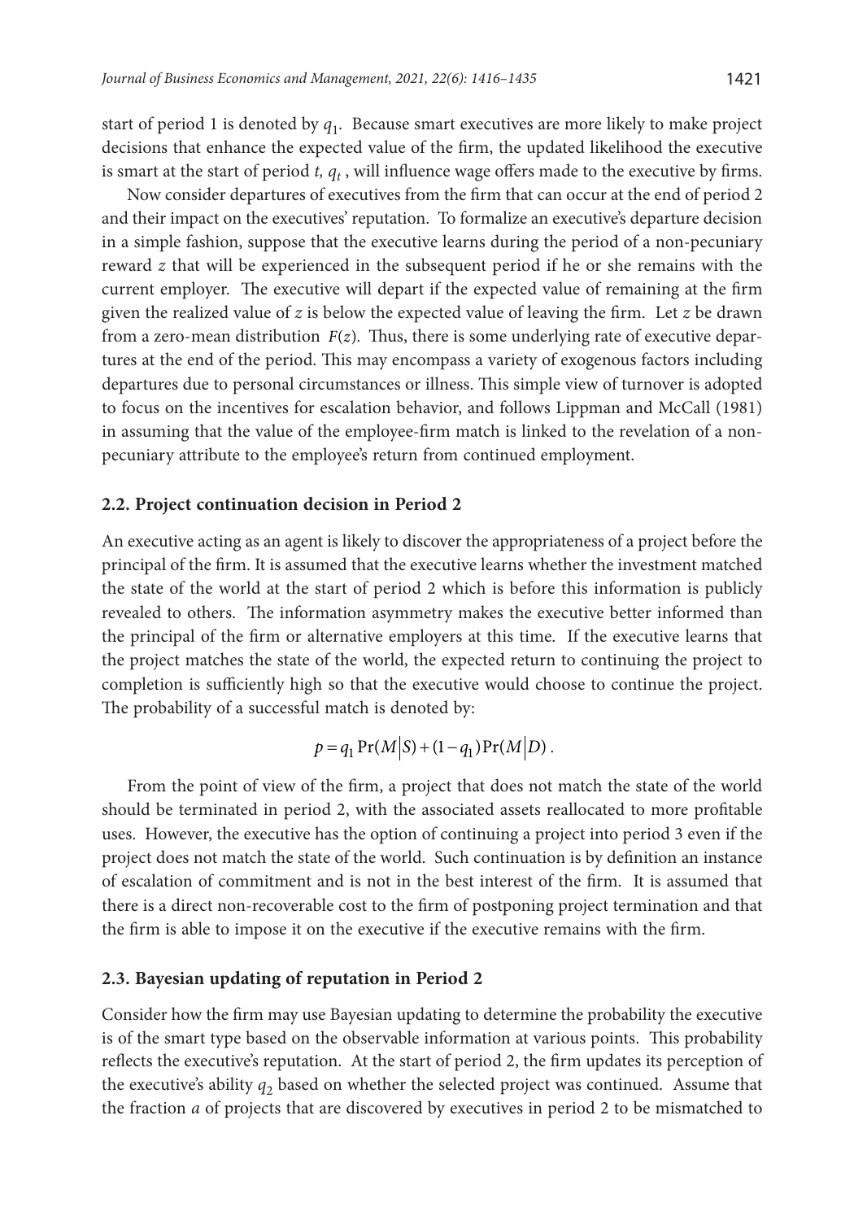start of period 1 is denoted by $q_1$. Because smart executives are more likely to make project decisions that enhance the expected value of the firm, the updated likelihood the executive is smart at the start of period $t$, $q_t$, will influence wage offers made to the executive by firms.

Now consider departures of executives from the firm that can occur at the end of period 2 and their impact on the executives' reputation. To formalize an executive's departure decision in a simple fashion, suppose that the executive learns during the period of a non-pecuniary reward $z$ that will be experienced in the subsequent period if he or she remains with the current employer. The executive will depart if the expected value of remaining at the firm given the realized value of $z$ is below the expected value of leaving the firm. Let $z$ be drawn from a zero-mean distribution $F(z)$. Thus, there is some underlying rate of executive departures at the end of the period. This may encompass a variety of exogenous factors including departures due to personal circumstances or illness. This simple view of turnover is adopted to focus on the incentives for escalation behavior, and follows Lippman and McCall (1981) in assuming that the value of the employee-firm match is linked to the revelation of a non-pecuniary attribute to the employee's return from continued employment.

### 2.2. Project continuation decision in Period 2

An executive acting as an agent is likely to discover the appropriateness of a project before the principal of the firm. It is assumed that the executive learns whether the investment matched the state of the world at the start of period 2 which is before this information is publicly revealed to others. The information asymmetry makes the executive better informed than the principal of the firm or alternative employers at this time. If the executive learns that the project matches the state of the world, the expected return to continuing the project to completion is sufficiently high so that the executive would choose to continue the project. The probability of a successful match is denoted by:

$$p = q_1 \Pr(M|S) + (1 - q_1)\Pr(M|D).$$

From the point of view of the firm, a project that does not match the state of the world should be terminated in period 2, with the associated assets reallocated to more profitable uses. However, the executive has the option of continuing a project into period 3 even if the project does not match the state of the world. Such continuation is by definition an instance of escalation of commitment and is not in the best interest of the firm. It is assumed that there is a direct non-recoverable cost to the firm of postponing project termination and that the firm is able to impose it on the executive if the executive remains with the firm.

### 2.3. Bayesian updating of reputation in Period 2

Consider how the firm may use Bayesian updating to determine the probability the executive is of the smart type based on the observable information at various points. This probability reflects the executive's reputation. At the start of period 2, the firm updates its perception of the executive's ability $q_2$ based on whether the selected project was continued. Assume that the fraction $a$ of projects that are discovered by executives in period 2 to be mismatched to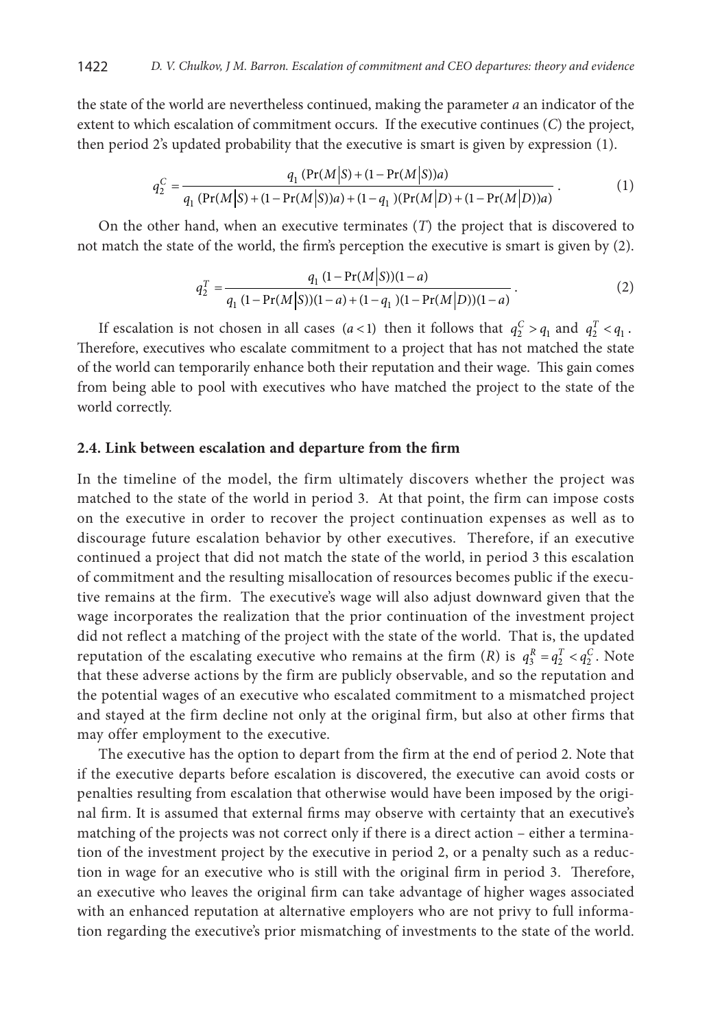the state of the world are nevertheless continued, making the parameter $a$ an indicator of the extent to which escalation of commitment occurs. If the executive continues ($C$) the project, then period 2's updated probability that the executive is smart is given by expression (1).

$$q_2^C = \frac{q_1\,(\Pr(M|S) + (1 - \Pr(M|S))a)}{q_1\,(\Pr(M|S) + (1 - \Pr(M|S))a) + (1 - q_1)(\Pr(M|D) + (1 - \Pr(M|D))a)}\,. \qquad (1)$$

On the other hand, when an executive terminates ($T$) the project that is discovered to not match the state of the world, the firm's perception the executive is smart is given by (2).

$$q_2^T = \frac{q_1\,(1 - \Pr(M|S))(1 - a)}{q_1\,(1 - \Pr(M|S))(1 - a) + (1 - q_1)(1 - \Pr(M|D))(1 - a)}\,. \qquad (2)$$

If escalation is not chosen in all cases $(a < 1)$ then it follows that $q_2^C > q_1$ and $q_2^T < q_1$. Therefore, executives who escalate commitment to a project that has not matched the state of the world can temporarily enhance both their reputation and their wage. This gain comes from being able to pool with executives who have matched the project to the state of the world correctly.

### 2.4. Link between escalation and departure from the firm

In the timeline of the model, the firm ultimately discovers whether the project was matched to the state of the world in period 3. At that point, the firm can impose costs on the executive in order to recover the project continuation expenses as well as to discourage future escalation behavior by other executives. Therefore, if an executive continued a project that did not match the state of the world, in period 3 this escalation of commitment and the resulting misallocation of resources becomes public if the executive remains at the firm. The executive's wage will also adjust downward given that the wage incorporates the realization that the prior continuation of the investment project did not reflect a matching of the project with the state of the world. That is, the updated reputation of the escalating executive who remains at the firm ($R$) is $q_3^R = q_2^T < q_2^C$. Note that these adverse actions by the firm are publicly observable, and so the reputation and the potential wages of an executive who escalated commitment to a mismatched project and stayed at the firm decline not only at the original firm, but also at other firms that may offer employment to the executive.

The executive has the option to depart from the firm at the end of period 2. Note that if the executive departs before escalation is discovered, the executive can avoid costs or penalties resulting from escalation that otherwise would have been imposed by the original firm. It is assumed that external firms may observe with certainty that an executive's matching of the projects was not correct only if there is a direct action – either a termination of the investment project by the executive in period 2, or a penalty such as a reduction in wage for an executive who is still with the original firm in period 3. Therefore, an executive who leaves the original firm can take advantage of higher wages associated with an enhanced reputation at alternative employers who are not privy to full information regarding the executive's prior mismatching of investments to the state of the world.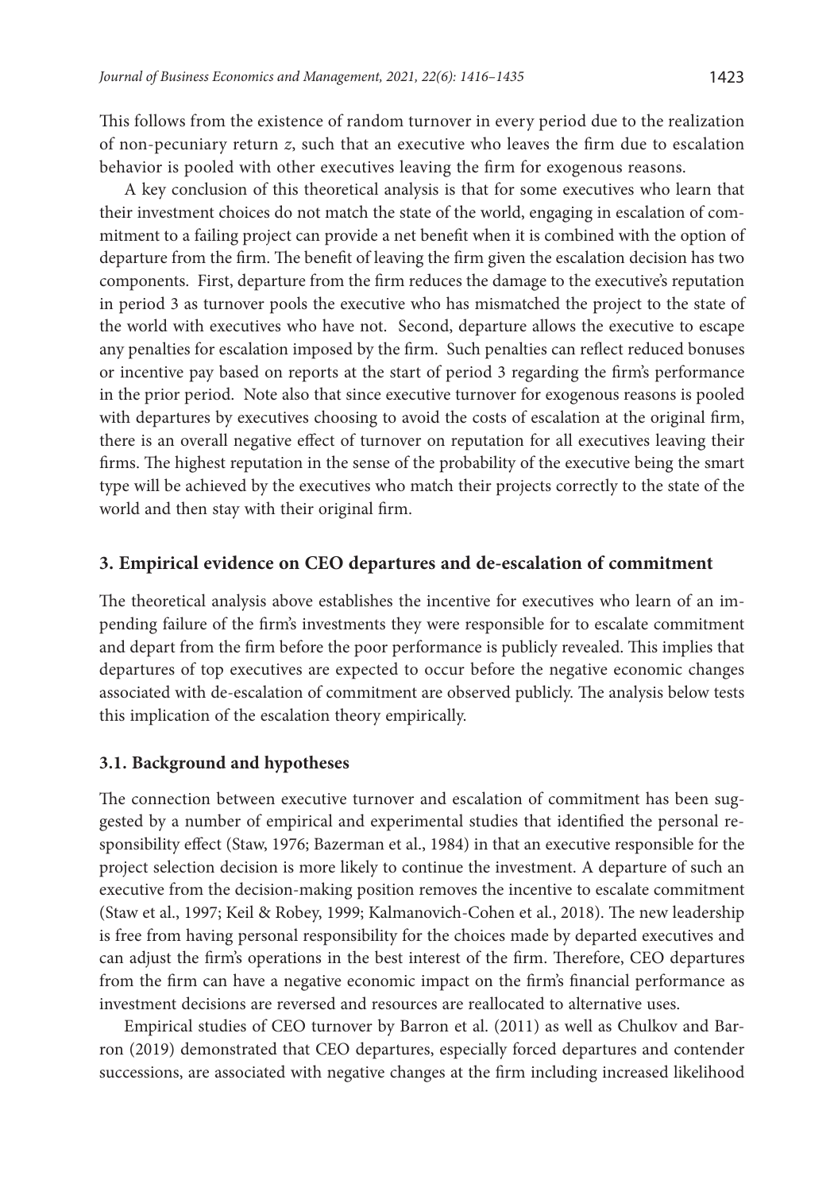This follows from the existence of random turnover in every period due to the realization of non-pecuniary return $z$, such that an executive who leaves the firm due to escalation behavior is pooled with other executives leaving the firm for exogenous reasons.

A key conclusion of this theoretical analysis is that for some executives who learn that their investment choices do not match the state of the world, engaging in escalation of commitment to a failing project can provide a net benefit when it is combined with the option of departure from the firm. The benefit of leaving the firm given the escalation decision has two components. First, departure from the firm reduces the damage to the executive's reputation in period 3 as turnover pools the executive who has mismatched the project to the state of the world with executives who have not. Second, departure allows the executive to escape any penalties for escalation imposed by the firm. Such penalties can reflect reduced bonuses or incentive pay based on reports at the start of period 3 regarding the firm's performance in the prior period. Note also that since executive turnover for exogenous reasons is pooled with departures by executives choosing to avoid the costs of escalation at the original firm, there is an overall negative effect of turnover on reputation for all executives leaving their firms. The highest reputation in the sense of the probability of the executive being the smart type will be achieved by the executives who match their projects correctly to the state of the world and then stay with their original firm.

## 3. Empirical evidence on CEO departures and de-escalation of commitment

The theoretical analysis above establishes the incentive for executives who learn of an impending failure of the firm's investments they were responsible for to escalate commitment and depart from the firm before the poor performance is publicly revealed. This implies that departures of top executives are expected to occur before the negative economic changes associated with de-escalation of commitment are observed publicly. The analysis below tests this implication of the escalation theory empirically.

### 3.1. Background and hypotheses

The connection between executive turnover and escalation of commitment has been suggested by a number of empirical and experimental studies that identified the personal responsibility effect (Staw, 1976; Bazerman et al., 1984) in that an executive responsible for the project selection decision is more likely to continue the investment. A departure of such an executive from the decision-making position removes the incentive to escalate commitment (Staw et al., 1997; Keil & Robey, 1999; Kalmanovich-Cohen et al., 2018). The new leadership is free from having personal responsibility for the choices made by departed executives and can adjust the firm's operations in the best interest of the firm. Therefore, CEO departures from the firm can have a negative economic impact on the firm's financial performance as investment decisions are reversed and resources are reallocated to alternative uses.

Empirical studies of CEO turnover by Barron et al. (2011) as well as Chulkov and Barron (2019) demonstrated that CEO departures, especially forced departures and contender successions, are associated with negative changes at the firm including increased likelihood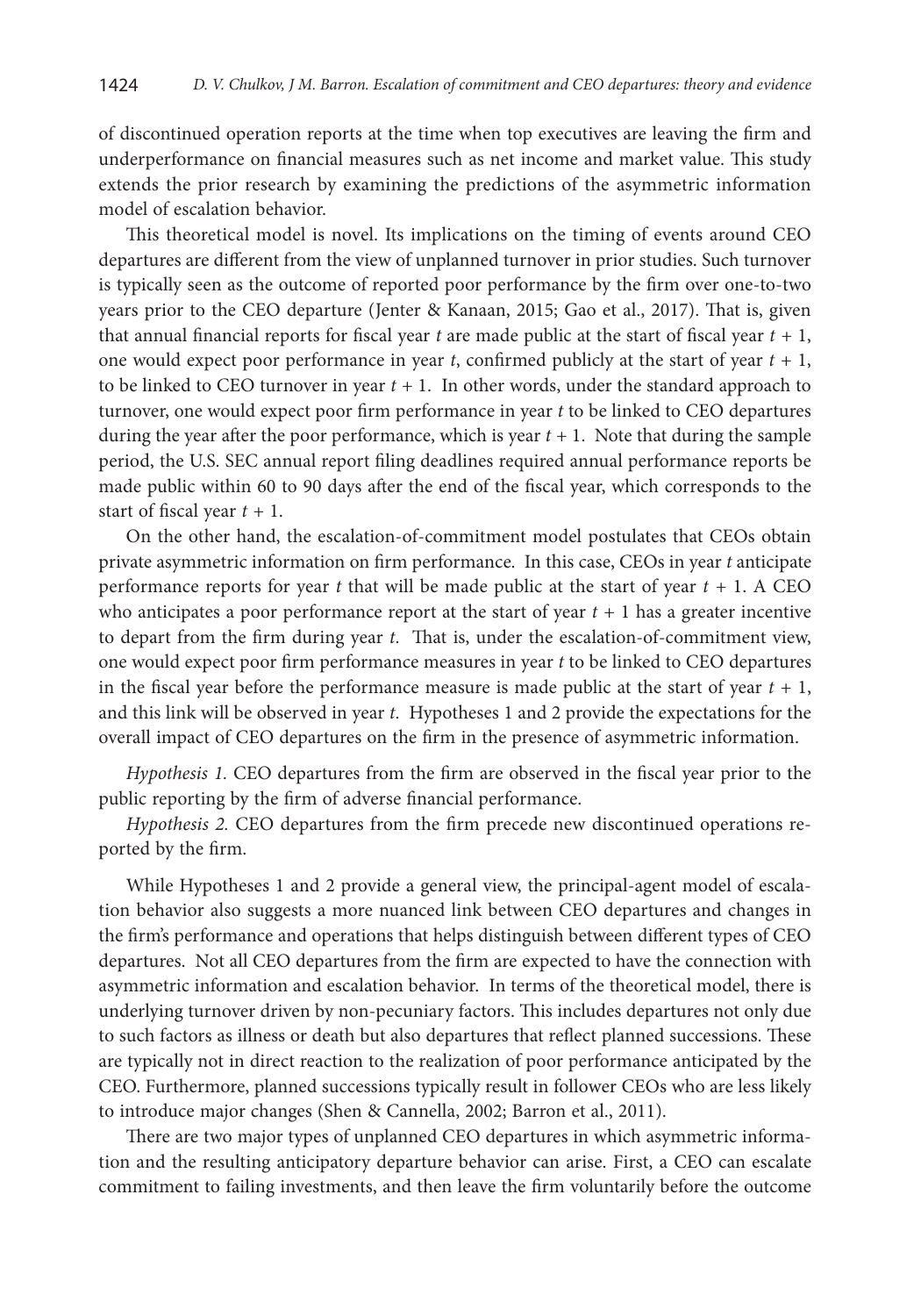of discontinued operation reports at the time when top executives are leaving the firm and underperformance on financial measures such as net income and market value. This study extends the prior research by examining the predictions of the asymmetric information model of escalation behavior.

This theoretical model is novel. Its implications on the timing of events around CEO departures are different from the view of unplanned turnover in prior studies. Such turnover is typically seen as the outcome of reported poor performance by the firm over one-to-two years prior to the CEO departure (Jenter & Kanaan, 2015; Gao et al., 2017). That is, given that annual financial reports for fiscal year $t$ are made public at the start of fiscal year $t + 1$, one would expect poor performance in year $t$, confirmed publicly at the start of year $t + 1$, to be linked to CEO turnover in year $t + 1$. In other words, under the standard approach to turnover, one would expect poor firm performance in year $t$ to be linked to CEO departures during the year after the poor performance, which is year $t + 1$. Note that during the sample period, the U.S. SEC annual report filing deadlines required annual performance reports be made public within 60 to 90 days after the end of the fiscal year, which corresponds to the start of fiscal year $t + 1$.

On the other hand, the escalation-of-commitment model postulates that CEOs obtain private asymmetric information on firm performance. In this case, CEOs in year $t$ anticipate performance reports for year $t$ that will be made public at the start of year $t + 1$. A CEO who anticipates a poor performance report at the start of year $t + 1$ has a greater incentive to depart from the firm during year $t$. That is, under the escalation-of-commitment view, one would expect poor firm performance measures in year $t$ to be linked to CEO departures in the fiscal year before the performance measure is made public at the start of year $t + 1$, and this link will be observed in year $t$. Hypotheses 1 and 2 provide the expectations for the overall impact of CEO departures on the firm in the presence of asymmetric information.

*Hypothesis 1.* CEO departures from the firm are observed in the fiscal year prior to the public reporting by the firm of adverse financial performance.

*Hypothesis 2.* CEO departures from the firm precede new discontinued operations reported by the firm.

While Hypotheses 1 and 2 provide a general view, the principal-agent model of escalation behavior also suggests a more nuanced link between CEO departures and changes in the firm's performance and operations that helps distinguish between different types of CEO departures. Not all CEO departures from the firm are expected to have the connection with asymmetric information and escalation behavior. In terms of the theoretical model, there is underlying turnover driven by non-pecuniary factors. This includes departures not only due to such factors as illness or death but also departures that reflect planned successions. These are typically not in direct reaction to the realization of poor performance anticipated by the CEO. Furthermore, planned successions typically result in follower CEOs who are less likely to introduce major changes (Shen & Cannella, 2002; Barron et al., 2011).

There are two major types of unplanned CEO departures in which asymmetric information and the resulting anticipatory departure behavior can arise. First, a CEO can escalate commitment to failing investments, and then leave the firm voluntarily before the outcome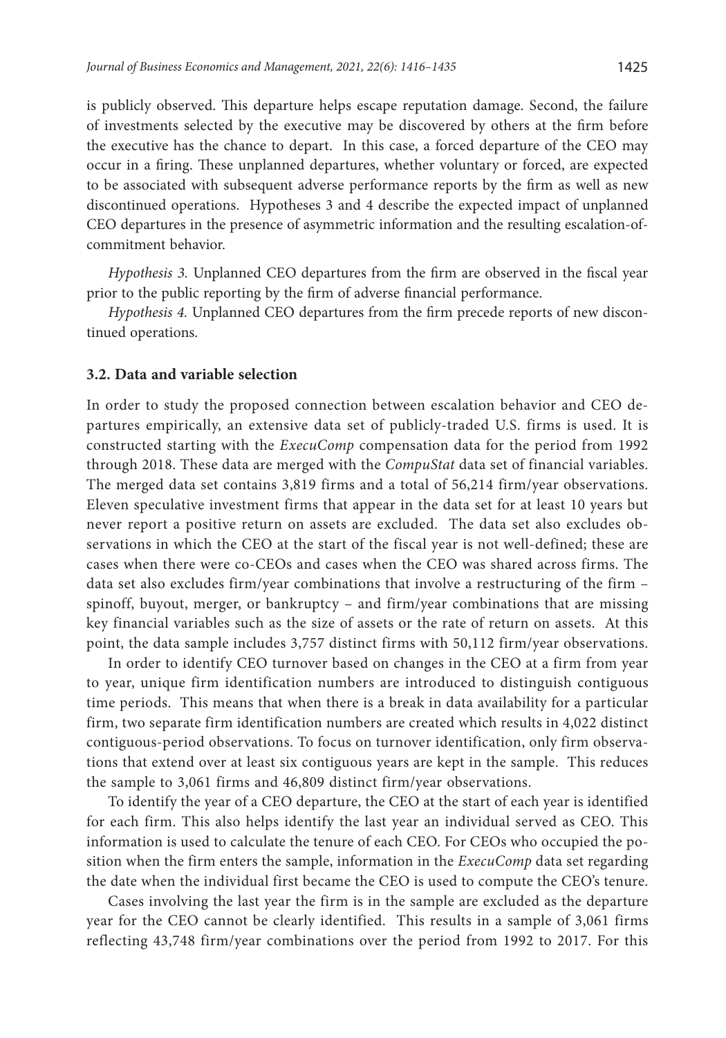is publicly observed. This departure helps escape reputation damage. Second, the failure of investments selected by the executive may be discovered by others at the firm before the executive has the chance to depart. In this case, a forced departure of the CEO may occur in a firing. These unplanned departures, whether voluntary or forced, are expected to be associated with subsequent adverse performance reports by the firm as well as new discontinued operations. Hypotheses 3 and 4 describe the expected impact of unplanned CEO departures in the presence of asymmetric information and the resulting escalation-of-commitment behavior.

*Hypothesis 3.* Unplanned CEO departures from the firm are observed in the fiscal year prior to the public reporting by the firm of adverse financial performance.

*Hypothesis 4.* Unplanned CEO departures from the firm precede reports of new discontinued operations.

### 3.2. Data and variable selection

In order to study the proposed connection between escalation behavior and CEO departures empirically, an extensive data set of publicly-traded U.S. firms is used. It is constructed starting with the *ExecuComp* compensation data for the period from 1992 through 2018. These data are merged with the *CompuStat* data set of financial variables. The merged data set contains 3,819 firms and a total of 56,214 firm/year observations. Eleven speculative investment firms that appear in the data set for at least 10 years but never report a positive return on assets are excluded. The data set also excludes observations in which the CEO at the start of the fiscal year is not well-defined; these are cases when there were co-CEOs and cases when the CEO was shared across firms. The data set also excludes firm/year combinations that involve a restructuring of the firm – spinoff, buyout, merger, or bankruptcy – and firm/year combinations that are missing key financial variables such as the size of assets or the rate of return on assets. At this point, the data sample includes 3,757 distinct firms with 50,112 firm/year observations.

In order to identify CEO turnover based on changes in the CEO at a firm from year to year, unique firm identification numbers are introduced to distinguish contiguous time periods. This means that when there is a break in data availability for a particular firm, two separate firm identification numbers are created which results in 4,022 distinct contiguous-period observations. To focus on turnover identification, only firm observations that extend over at least six contiguous years are kept in the sample. This reduces the sample to 3,061 firms and 46,809 distinct firm/year observations.

To identify the year of a CEO departure, the CEO at the start of each year is identified for each firm. This also helps identify the last year an individual served as CEO. This information is used to calculate the tenure of each CEO. For CEOs who occupied the position when the firm enters the sample, information in the *ExecuComp* data set regarding the date when the individual first became the CEO is used to compute the CEO's tenure.

Cases involving the last year the firm is in the sample are excluded as the departure year for the CEO cannot be clearly identified. This results in a sample of 3,061 firms reflecting 43,748 firm/year combinations over the period from 1992 to 2017. For this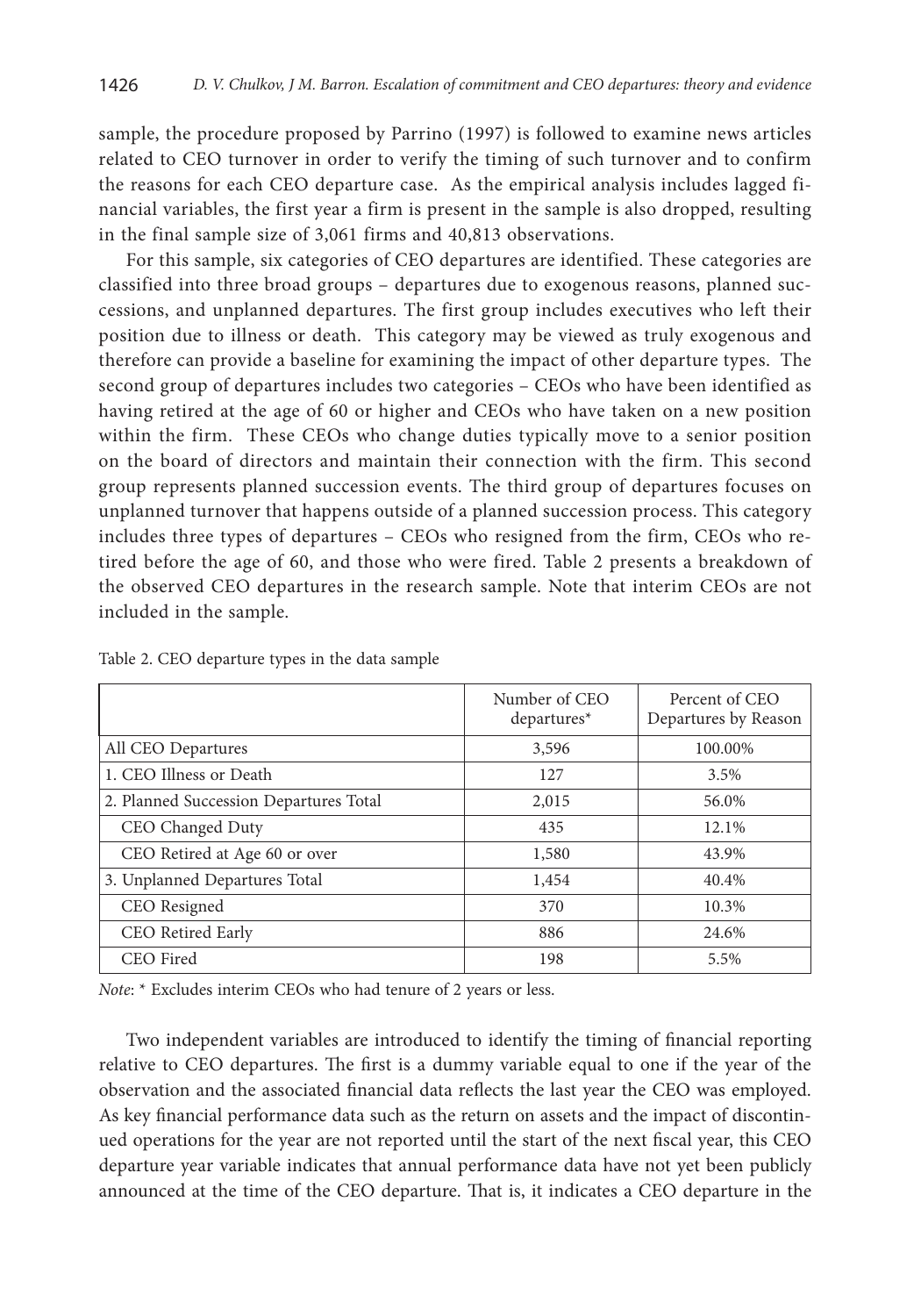sample, the procedure proposed by Parrino (1997) is followed to examine news articles related to CEO turnover in order to verify the timing of such turnover and to confirm the reasons for each CEO departure case. As the empirical analysis includes lagged financial variables, the first year a firm is present in the sample is also dropped, resulting in the final sample size of 3,061 firms and 40,813 observations.

For this sample, six categories of CEO departures are identified. These categories are classified into three broad groups – departures due to exogenous reasons, planned successions, and unplanned departures. The first group includes executives who left their position due to illness or death. This category may be viewed as truly exogenous and therefore can provide a baseline for examining the impact of other departure types. The second group of departures includes two categories – CEOs who have been identified as having retired at the age of 60 or higher and CEOs who have taken on a new position within the firm. These CEOs who change duties typically move to a senior position on the board of directors and maintain their connection with the firm. This second group represents planned succession events. The third group of departures focuses on unplanned turnover that happens outside of a planned succession process. This category includes three types of departures – CEOs who resigned from the firm, CEOs who retired before the age of 60, and those who were fired. Table 2 presents a breakdown of the observed CEO departures in the research sample. Note that interim CEOs are not included in the sample.

Table 2. CEO departure types in the data sample

| | Number of CEO departures* | Percent of CEO Departures by Reason |
|---|---|---|
| All CEO Departures | 3,596 | 100.00% |
| 1. CEO Illness or Death | 127 | 3.5% |
| 2. Planned Succession Departures Total | 2,015 | 56.0% |
| CEO Changed Duty | 435 | 12.1% |
| CEO Retired at Age 60 or over | 1,580 | 43.9% |
| 3. Unplanned Departures Total | 1,454 | 40.4% |
| CEO Resigned | 370 | 10.3% |
| CEO Retired Early | 886 | 24.6% |
| CEO Fired | 198 | 5.5% |

*Note*: * Excludes interim CEOs who had tenure of 2 years or less.

Two independent variables are introduced to identify the timing of financial reporting relative to CEO departures. The first is a dummy variable equal to one if the year of the observation and the associated financial data reflects the last year the CEO was employed. As key financial performance data such as the return on assets and the impact of discontinued operations for the year are not reported until the start of the next fiscal year, this CEO departure year variable indicates that annual performance data have not yet been publicly announced at the time of the CEO departure. That is, it indicates a CEO departure in the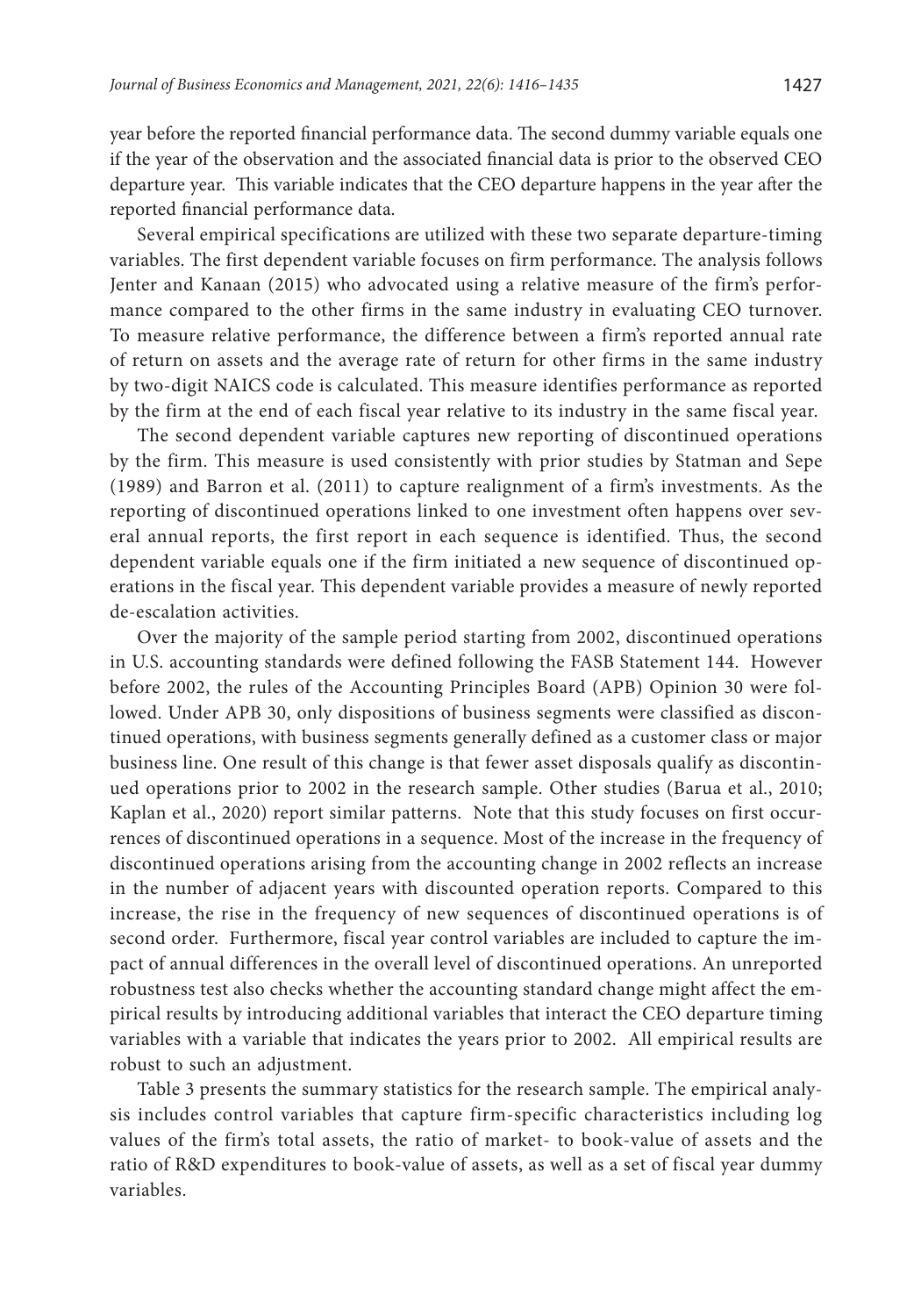year before the reported financial performance data. The second dummy variable equals one if the year of the observation and the associated financial data is prior to the observed CEO departure year. This variable indicates that the CEO departure happens in the year after the reported financial performance data.

Several empirical specifications are utilized with these two separate departure-timing variables. The first dependent variable focuses on firm performance. The analysis follows Jenter and Kanaan (2015) who advocated using a relative measure of the firm's performance compared to the other firms in the same industry in evaluating CEO turnover. To measure relative performance, the difference between a firm's reported annual rate of return on assets and the average rate of return for other firms in the same industry by two-digit NAICS code is calculated. This measure identifies performance as reported by the firm at the end of each fiscal year relative to its industry in the same fiscal year.

The second dependent variable captures new reporting of discontinued operations by the firm. This measure is used consistently with prior studies by Statman and Sepe (1989) and Barron et al. (2011) to capture realignment of a firm's investments. As the reporting of discontinued operations linked to one investment often happens over several annual reports, the first report in each sequence is identified. Thus, the second dependent variable equals one if the firm initiated a new sequence of discontinued operations in the fiscal year. This dependent variable provides a measure of newly reported de-escalation activities.

Over the majority of the sample period starting from 2002, discontinued operations in U.S. accounting standards were defined following the FASB Statement 144. However before 2002, the rules of the Accounting Principles Board (APB) Opinion 30 were followed. Under APB 30, only dispositions of business segments were classified as discontinued operations, with business segments generally defined as a customer class or major business line. One result of this change is that fewer asset disposals qualify as discontinued operations prior to 2002 in the research sample. Other studies (Barua et al., 2010; Kaplan et al., 2020) report similar patterns. Note that this study focuses on first occurrences of discontinued operations in a sequence. Most of the increase in the frequency of discontinued operations arising from the accounting change in 2002 reflects an increase in the number of adjacent years with discounted operation reports. Compared to this increase, the rise in the frequency of new sequences of discontinued operations is of second order. Furthermore, fiscal year control variables are included to capture the impact of annual differences in the overall level of discontinued operations. An unreported robustness test also checks whether the accounting standard change might affect the empirical results by introducing additional variables that interact the CEO departure timing variables with a variable that indicates the years prior to 2002. All empirical results are robust to such an adjustment.

Table 3 presents the summary statistics for the research sample. The empirical analysis includes control variables that capture firm-specific characteristics including log values of the firm's total assets, the ratio of market- to book-value of assets and the ratio of R&D expenditures to book-value of assets, as well as a set of fiscal year dummy variables.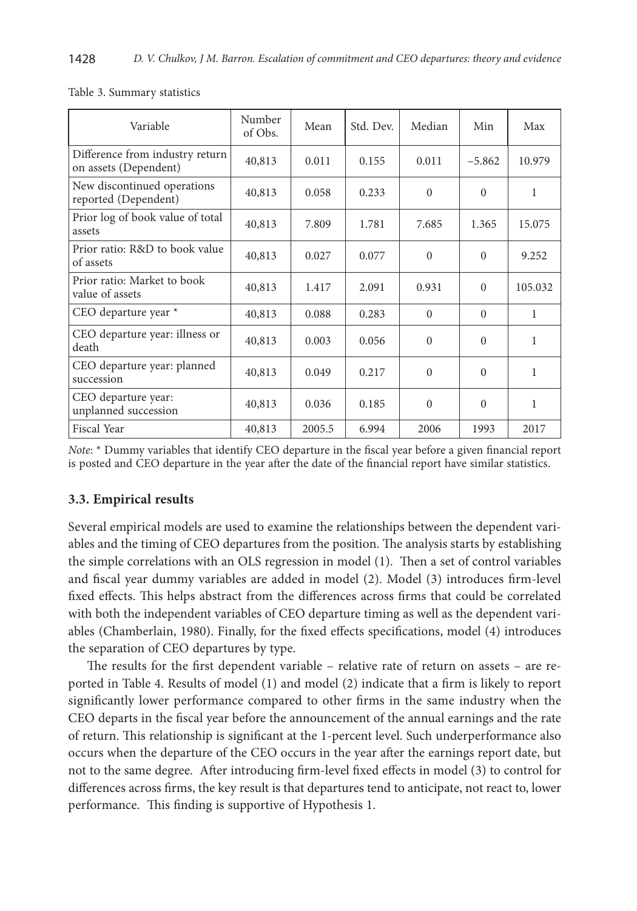Table 3. Summary statistics

| Variable | Number of Obs. | Mean | Std. Dev. | Median | Min | Max |
|---|---|---|---|---|---|---|
| Difference from industry return on assets (Dependent) | 40,813 | 0.011 | 0.155 | 0.011 | −5.862 | 10.979 |
| New discontinued operations reported (Dependent) | 40,813 | 0.058 | 0.233 | 0 | 0 | 1 |
| Prior log of book value of total assets | 40,813 | 7.809 | 1.781 | 7.685 | 1.365 | 15.075 |
| Prior ratio: R&D to book value of assets | 40,813 | 0.027 | 0.077 | 0 | 0 | 9.252 |
| Prior ratio: Market to book value of assets | 40,813 | 1.417 | 2.091 | 0.931 | 0 | 105.032 |
| CEO departure year * | 40,813 | 0.088 | 0.283 | 0 | 0 | 1 |
| CEO departure year: illness or death | 40,813 | 0.003 | 0.056 | 0 | 0 | 1 |
| CEO departure year: planned succession | 40,813 | 0.049 | 0.217 | 0 | 0 | 1 |
| CEO departure year: unplanned succession | 40,813 | 0.036 | 0.185 | 0 | 0 | 1 |
| Fiscal Year | 40,813 | 2005.5 | 6.994 | 2006 | 1993 | 2017 |

*Note*: * Dummy variables that identify CEO departure in the fiscal year before a given financial report is posted and CEO departure in the year after the date of the financial report have similar statistics.

### 3.3. Empirical results

Several empirical models are used to examine the relationships between the dependent variables and the timing of CEO departures from the position. The analysis starts by establishing the simple correlations with an OLS regression in model (1). Then a set of control variables and fiscal year dummy variables are added in model (2). Model (3) introduces firm-level fixed effects. This helps abstract from the differences across firms that could be correlated with both the independent variables of CEO departure timing as well as the dependent variables (Chamberlain, 1980). Finally, for the fixed effects specifications, model (4) introduces the separation of CEO departures by type.

The results for the first dependent variable – relative rate of return on assets – are reported in Table 4. Results of model (1) and model (2) indicate that a firm is likely to report significantly lower performance compared to other firms in the same industry when the CEO departs in the fiscal year before the announcement of the annual earnings and the rate of return. This relationship is significant at the 1-percent level. Such underperformance also occurs when the departure of the CEO occurs in the year after the earnings report date, but not to the same degree. After introducing firm-level fixed effects in model (3) to control for differences across firms, the key result is that departures tend to anticipate, not react to, lower performance. This finding is supportive of Hypothesis 1.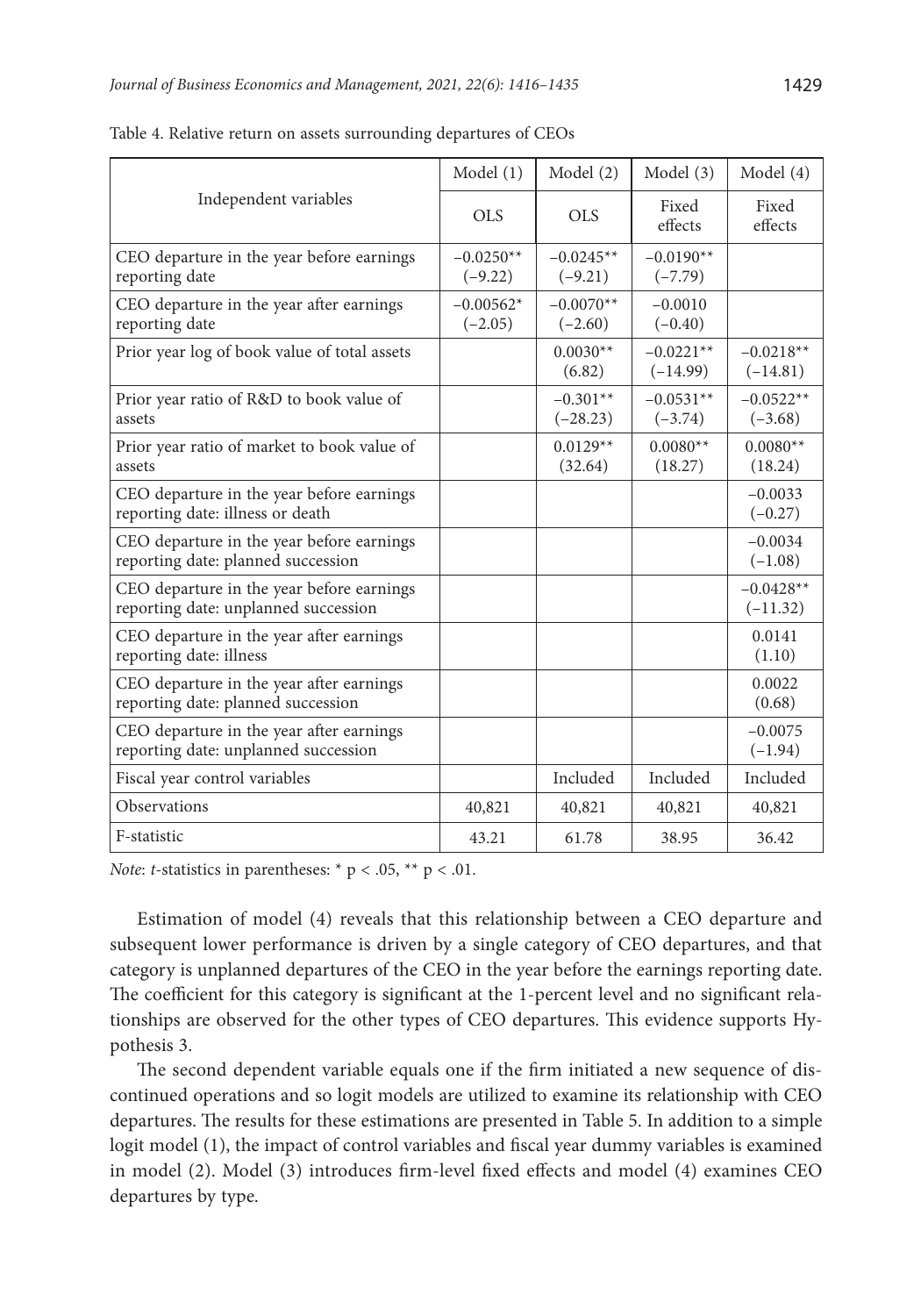Table 4. Relative return on assets surrounding departures of CEOs

| Independent variables | Model (1) | Model (2) | Model (3) | Model (4) |
|---|---|---|---|---|
| | OLS | OLS | Fixed effects | Fixed effects |
| CEO departure in the year before earnings reporting date | −0.0250** (−9.22) | −0.0245** (−9.21) | −0.0190** (−7.79) | |
| CEO departure in the year after earnings reporting date | −0.00562* (−2.05) | −0.0070** (−2.60) | −0.0010 (−0.40) | |
| Prior year log of book value of total assets | | 0.0030** (6.82) | −0.0221** (−14.99) | −0.0218** (−14.81) |
| Prior year ratio of R&D to book value of assets | | −0.301** (−28.23) | −0.0531** (−3.74) | −0.0522** (−3.68) |
| Prior year ratio of market to book value of assets | | 0.0129** (32.64) | 0.0080** (18.27) | 0.0080** (18.24) |
| CEO departure in the year before earnings reporting date: illness or death | | | | −0.0033 (−0.27) |
| CEO departure in the year before earnings reporting date: planned succession | | | | −0.0034 (−1.08) |
| CEO departure in the year before earnings reporting date: unplanned succession | | | | −0.0428** (−11.32) |
| CEO departure in the year after earnings reporting date: illness | | | | 0.0141 (1.10) |
| CEO departure in the year after earnings reporting date: planned succession | | | | 0.0022 (0.68) |
| CEO departure in the year after earnings reporting date: unplanned succession | | | | −0.0075 (−1.94) |
| Fiscal year control variables | | Included | Included | Included |
| Observations | 40,821 | 40,821 | 40,821 | 40,821 |
| F-statistic | 43.21 | 61.78 | 38.95 | 36.42 |

*Note*: *t*-statistics in parentheses: * $p < .05$, ** $p < .01$.

Estimation of model (4) reveals that this relationship between a CEO departure and subsequent lower performance is driven by a single category of CEO departures, and that category is unplanned departures of the CEO in the year before the earnings reporting date. The coefficient for this category is significant at the 1-percent level and no significant relationships are observed for the other types of CEO departures. This evidence supports Hypothesis 3.

The second dependent variable equals one if the firm initiated a new sequence of discontinued operations and so logit models are utilized to examine its relationship with CEO departures. The results for these estimations are presented in Table 5. In addition to a simple logit model (1), the impact of control variables and fiscal year dummy variables is examined in model (2). Model (3) introduces firm-level fixed effects and model (4) examines CEO departures by type.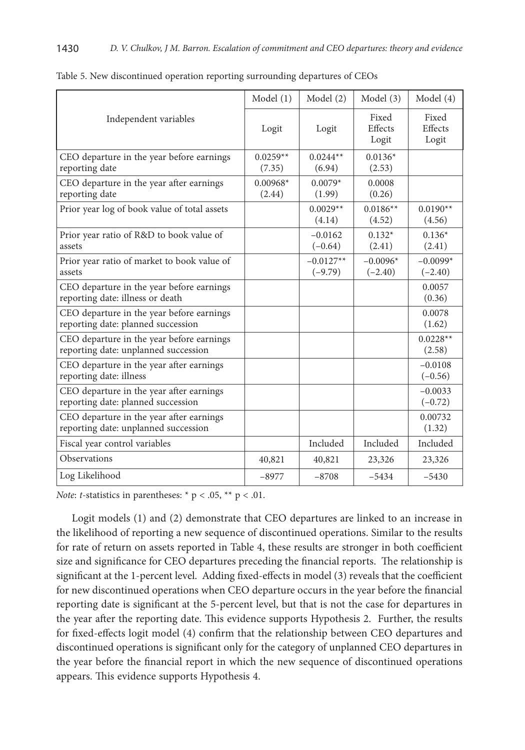Table 5. New discontinued operation reporting surrounding departures of CEOs

| Independent variables | Model (1) | Model (2) | Model (3) | Model (4) |
|---|---|---|---|---|
| | Logit | Logit | Fixed Effects Logit | Fixed Effects Logit |
| CEO departure in the year before earnings reporting date | 0.0259** (7.35) | 0.0244** (6.94) | 0.0136* (2.53) | |
| CEO departure in the year after earnings reporting date | 0.00968* (2.44) | 0.0079* (1.99) | 0.0008 (0.26) | |
| Prior year log of book value of total assets | | 0.0029** (4.14) | 0.0186** (4.52) | 0.0190** (4.56) |
| Prior year ratio of R&D to book value of assets | | −0.0162 (−0.64) | 0.132* (2.41) | 0.136* (2.41) |
| Prior year ratio of market to book value of assets | | −0.0127** (−9.79) | −0.0096* (−2.40) | −0.0099* (−2.40) |
| CEO departure in the year before earnings reporting date: illness or death | | | | 0.0057 (0.36) |
| CEO departure in the year before earnings reporting date: planned succession | | | | 0.0078 (1.62) |
| CEO departure in the year before earnings reporting date: unplanned succession | | | | 0.0228** (2.58) |
| CEO departure in the year after earnings reporting date: illness | | | | −0.0108 (−0.56) |
| CEO departure in the year after earnings reporting date: planned succession | | | | −0.0033 (−0.72) |
| CEO departure in the year after earnings reporting date: unplanned succession | | | | 0.00732 (1.32) |
| Fiscal year control variables | | Included | Included | Included |
| Observations | 40,821 | 40,821 | 23,326 | 23,326 |
| Log Likelihood | −8977 | −8708 | −5434 | −5430 |

*Note*: *t*-statistics in parentheses: * $p < .05$, ** $p < .01$.

Logit models (1) and (2) demonstrate that CEO departures are linked to an increase in the likelihood of reporting a new sequence of discontinued operations. Similar to the results for rate of return on assets reported in Table 4, these results are stronger in both coefficient size and significance for CEO departures preceding the financial reports. The relationship is significant at the 1-percent level. Adding fixed-effects in model (3) reveals that the coefficient for new discontinued operations when CEO departure occurs in the year before the financial reporting date is significant at the 5-percent level, but that is not the case for departures in the year after the reporting date. This evidence supports Hypothesis 2. Further, the results for fixed-effects logit model (4) confirm that the relationship between CEO departures and discontinued operations is significant only for the category of unplanned CEO departures in the year before the financial report in which the new sequence of discontinued operations appears. This evidence supports Hypothesis 4.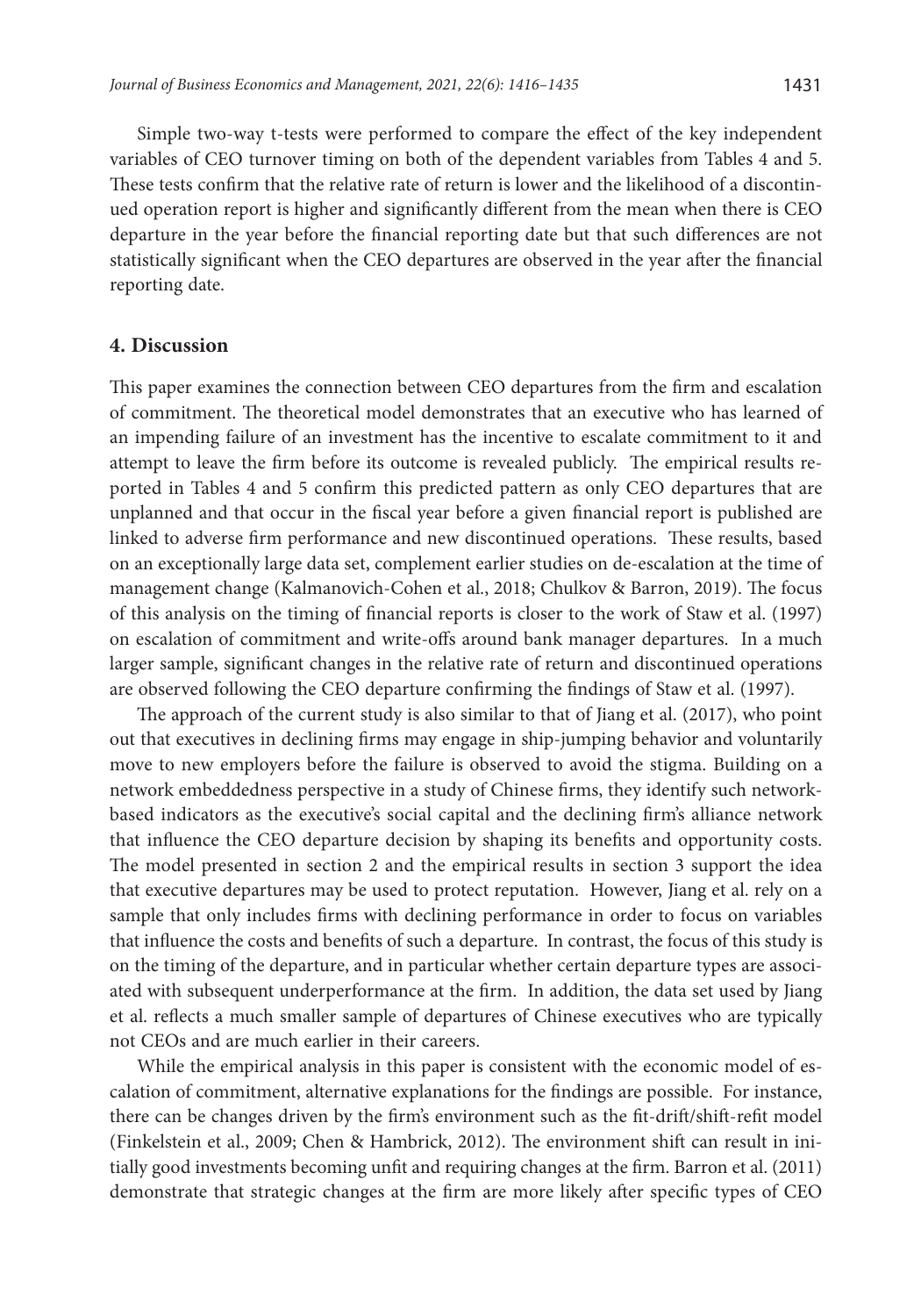Simple two-way t-tests were performed to compare the effect of the key independent variables of CEO turnover timing on both of the dependent variables from Tables 4 and 5. These tests confirm that the relative rate of return is lower and the likelihood of a discontinued operation report is higher and significantly different from the mean when there is CEO departure in the year before the financial reporting date but that such differences are not statistically significant when the CEO departures are observed in the year after the financial reporting date.

## 4. Discussion

This paper examines the connection between CEO departures from the firm and escalation of commitment. The theoretical model demonstrates that an executive who has learned of an impending failure of an investment has the incentive to escalate commitment to it and attempt to leave the firm before its outcome is revealed publicly. The empirical results reported in Tables 4 and 5 confirm this predicted pattern as only CEO departures that are unplanned and that occur in the fiscal year before a given financial report is published are linked to adverse firm performance and new discontinued operations. These results, based on an exceptionally large data set, complement earlier studies on de-escalation at the time of management change (Kalmanovich-Cohen et al., 2018; Chulkov & Barron, 2019). The focus of this analysis on the timing of financial reports is closer to the work of Staw et al. (1997) on escalation of commitment and write-offs around bank manager departures. In a much larger sample, significant changes in the relative rate of return and discontinued operations are observed following the CEO departure confirming the findings of Staw et al. (1997).

The approach of the current study is also similar to that of Jiang et al. (2017), who point out that executives in declining firms may engage in ship-jumping behavior and voluntarily move to new employers before the failure is observed to avoid the stigma. Building on a network embeddedness perspective in a study of Chinese firms, they identify such network-based indicators as the executive's social capital and the declining firm's alliance network that influence the CEO departure decision by shaping its benefits and opportunity costs. The model presented in section 2 and the empirical results in section 3 support the idea that executive departures may be used to protect reputation. However, Jiang et al. rely on a sample that only includes firms with declining performance in order to focus on variables that influence the costs and benefits of such a departure. In contrast, the focus of this study is on the timing of the departure, and in particular whether certain departure types are associated with subsequent underperformance at the firm. In addition, the data set used by Jiang et al. reflects a much smaller sample of departures of Chinese executives who are typically not CEOs and are much earlier in their careers.

While the empirical analysis in this paper is consistent with the economic model of escalation of commitment, alternative explanations for the findings are possible. For instance, there can be changes driven by the firm's environment such as the fit-drift/shift-refit model (Finkelstein et al., 2009; Chen & Hambrick, 2012). The environment shift can result in initially good investments becoming unfit and requiring changes at the firm. Barron et al. (2011) demonstrate that strategic changes at the firm are more likely after specific types of CEO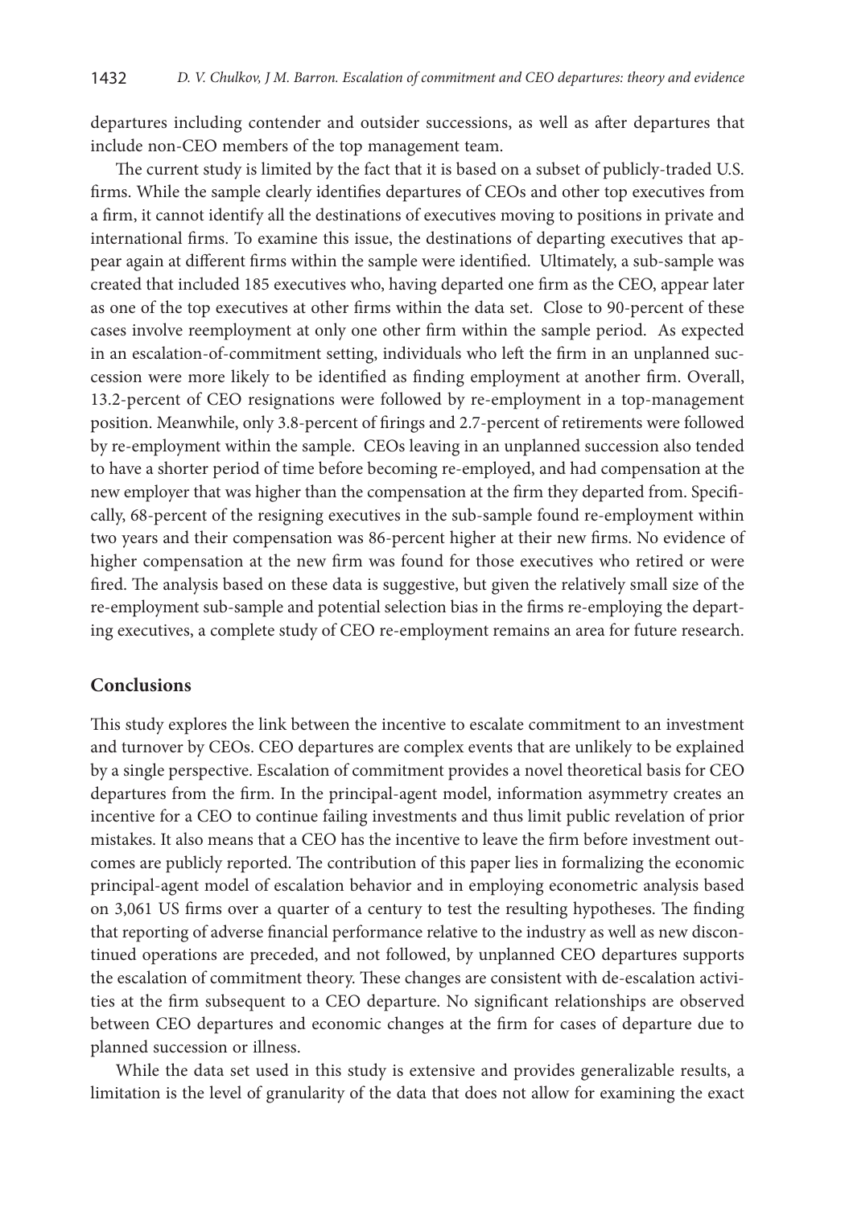departures including contender and outsider successions, as well as after departures that include non-CEO members of the top management team.

The current study is limited by the fact that it is based on a subset of publicly-traded U.S. firms. While the sample clearly identifies departures of CEOs and other top executives from a firm, it cannot identify all the destinations of executives moving to positions in private and international firms. To examine this issue, the destinations of departing executives that appear again at different firms within the sample were identified. Ultimately, a sub-sample was created that included 185 executives who, having departed one firm as the CEO, appear later as one of the top executives at other firms within the data set. Close to 90-percent of these cases involve reemployment at only one other firm within the sample period. As expected in an escalation-of-commitment setting, individuals who left the firm in an unplanned succession were more likely to be identified as finding employment at another firm. Overall, 13.2-percent of CEO resignations were followed by re-employment in a top-management position. Meanwhile, only 3.8-percent of firings and 2.7-percent of retirements were followed by re-employment within the sample. CEOs leaving in an unplanned succession also tended to have a shorter period of time before becoming re-employed, and had compensation at the new employer that was higher than the compensation at the firm they departed from. Specifically, 68-percent of the resigning executives in the sub-sample found re-employment within two years and their compensation was 86-percent higher at their new firms. No evidence of higher compensation at the new firm was found for those executives who retired or were fired. The analysis based on these data is suggestive, but given the relatively small size of the re-employment sub-sample and potential selection bias in the firms re-employing the departing executives, a complete study of CEO re-employment remains an area for future research.

## Conclusions

This study explores the link between the incentive to escalate commitment to an investment and turnover by CEOs. CEO departures are complex events that are unlikely to be explained by a single perspective. Escalation of commitment provides a novel theoretical basis for CEO departures from the firm. In the principal-agent model, information asymmetry creates an incentive for a CEO to continue failing investments and thus limit public revelation of prior mistakes. It also means that a CEO has the incentive to leave the firm before investment outcomes are publicly reported. The contribution of this paper lies in formalizing the economic principal-agent model of escalation behavior and in employing econometric analysis based on 3,061 US firms over a quarter of a century to test the resulting hypotheses. The finding that reporting of adverse financial performance relative to the industry as well as new discontinued operations are preceded, and not followed, by unplanned CEO departures supports the escalation of commitment theory. These changes are consistent with de-escalation activities at the firm subsequent to a CEO departure. No significant relationships are observed between CEO departures and economic changes at the firm for cases of departure due to planned succession or illness.

While the data set used in this study is extensive and provides generalizable results, a limitation is the level of granularity of the data that does not allow for examining the exact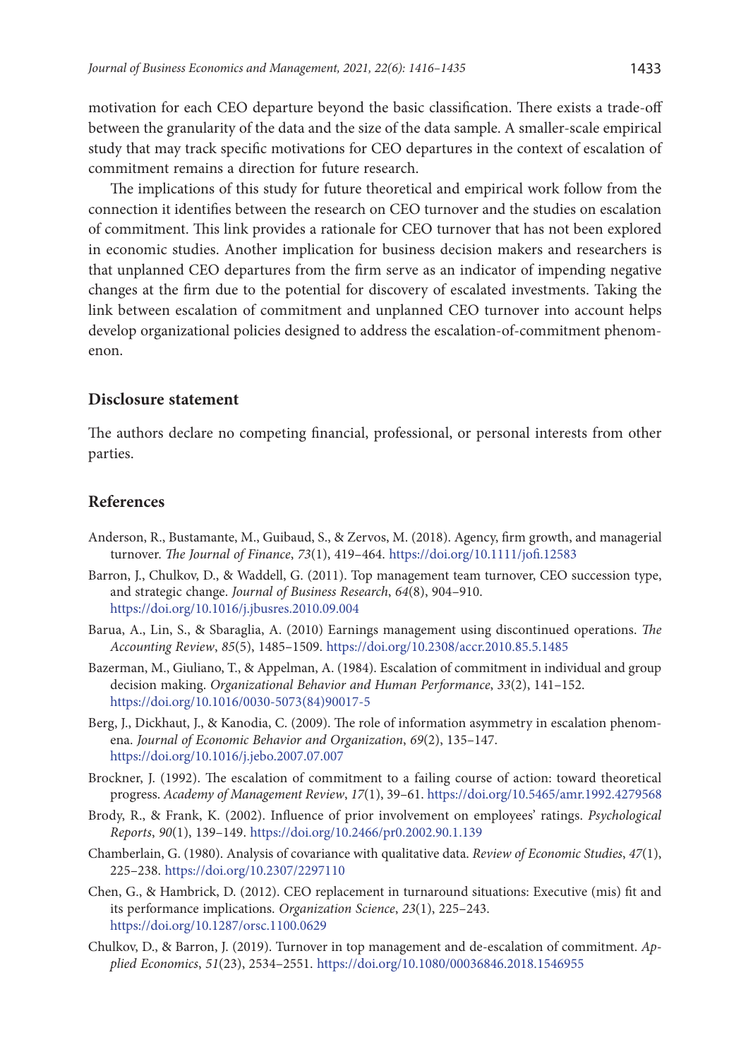motivation for each CEO departure beyond the basic classification. There exists a trade-off between the granularity of the data and the size of the data sample. A smaller-scale empirical study that may track specific motivations for CEO departures in the context of escalation of commitment remains a direction for future research.

The implications of this study for future theoretical and empirical work follow from the connection it identifies between the research on CEO turnover and the studies on escalation of commitment. This link provides a rationale for CEO turnover that has not been explored in economic studies. Another implication for business decision makers and researchers is that unplanned CEO departures from the firm serve as an indicator of impending negative changes at the firm due to the potential for discovery of escalated investments. Taking the link between escalation of commitment and unplanned CEO turnover into account helps develop organizational policies designed to address the escalation-of-commitment phenomenon.

## Disclosure statement

The authors declare no competing financial, professional, or personal interests from other parties.

## References

Anderson, R., Bustamante, M., Guibaud, S., & Zervos, M. (2018). Agency, firm growth, and managerial turnover. *The Journal of Finance*, *73*(1), 419–464. https://doi.org/10.1111/jofi.12583

Barron, J., Chulkov, D., & Waddell, G. (2011). Top management team turnover, CEO succession type, and strategic change. *Journal of Business Research*, *64*(8), 904–910. https://doi.org/10.1016/j.jbusres.2010.09.004

Barua, A., Lin, S., & Sbaraglia, A. (2010) Earnings management using discontinued operations. *The Accounting Review*, *85*(5), 1485–1509. https://doi.org/10.2308/accr.2010.85.5.1485

Bazerman, M., Giuliano, T., & Appelman, A. (1984). Escalation of commitment in individual and group decision making. *Organizational Behavior and Human Performance*, *33*(2), 141–152. https://doi.org/10.1016/0030-5073(84)90017-5

Berg, J., Dickhaut, J., & Kanodia, C. (2009). The role of information asymmetry in escalation phenomena. *Journal of Economic Behavior and Organization*, *69*(2), 135–147. https://doi.org/10.1016/j.jebo.2007.07.007

Brockner, J. (1992). The escalation of commitment to a failing course of action: toward theoretical progress. *Academy of Management Review*, *17*(1), 39–61. https://doi.org/10.5465/amr.1992.4279568

Brody, R., & Frank, K. (2002). Influence of prior involvement on employees' ratings. *Psychological Reports*, *90*(1), 139–149. https://doi.org/10.2466/pr0.2002.90.1.139

Chamberlain, G. (1980). Analysis of covariance with qualitative data. *Review of Economic Studies*, *47*(1), 225–238. https://doi.org/10.2307/2297110

Chen, G., & Hambrick, D. (2012). CEO replacement in turnaround situations: Executive (mis) fit and its performance implications. *Organization Science*, *23*(1), 225–243. https://doi.org/10.1287/orsc.1100.0629

Chulkov, D., & Barron, J. (2019). Turnover in top management and de-escalation of commitment. *Applied Economics*, *51*(23), 2534–2551. https://doi.org/10.1080/00036846.2018.1546955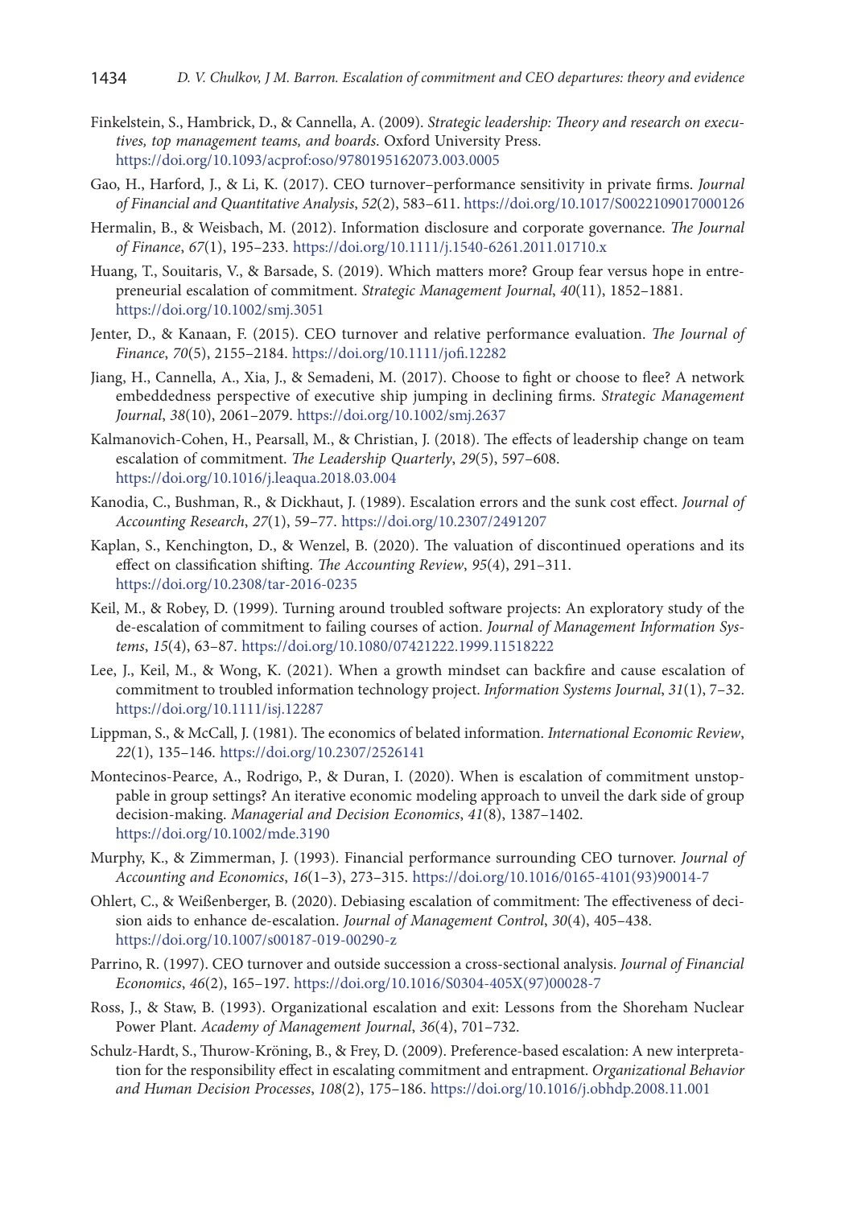Finkelstein, S., Hambrick, D., & Cannella, A. (2009). *Strategic leadership: Theory and research on executives, top management teams, and boards*. Oxford University Press. https://doi.org/10.1093/acprof:oso/9780195162073.003.0005

Gao, H., Harford, J., & Li, K. (2017). CEO turnover–performance sensitivity in private firms. *Journal of Financial and Quantitative Analysis*, *52*(2), 583–611. https://doi.org/10.1017/S0022109017000126

Hermalin, B., & Weisbach, M. (2012). Information disclosure and corporate governance. *The Journal of Finance*, *67*(1), 195–233. https://doi.org/10.1111/j.1540-6261.2011.01710.x

Huang, T., Souitaris, V., & Barsade, S. (2019). Which matters more? Group fear versus hope in entrepreneurial escalation of commitment. *Strategic Management Journal*, *40*(11), 1852–1881. https://doi.org/10.1002/smj.3051

Jenter, D., & Kanaan, F. (2015). CEO turnover and relative performance evaluation. *The Journal of Finance*, *70*(5), 2155–2184. https://doi.org/10.1111/jofi.12282

Jiang, H., Cannella, A., Xia, J., & Semadeni, M. (2017). Choose to fight or choose to flee? A network embeddedness perspective of executive ship jumping in declining firms. *Strategic Management Journal*, *38*(10), 2061–2079. https://doi.org/10.1002/smj.2637

Kalmanovich-Cohen, H., Pearsall, M., & Christian, J. (2018). The effects of leadership change on team escalation of commitment. *The Leadership Quarterly*, *29*(5), 597–608. https://doi.org/10.1016/j.leaqua.2018.03.004

Kanodia, C., Bushman, R., & Dickhaut, J. (1989). Escalation errors and the sunk cost effect. *Journal of Accounting Research*, *27*(1), 59–77. https://doi.org/10.2307/2491207

Kaplan, S., Kenchington, D., & Wenzel, B. (2020). The valuation of discontinued operations and its effect on classification shifting. *The Accounting Review*, *95*(4), 291–311. https://doi.org/10.2308/tar-2016-0235

Keil, M., & Robey, D. (1999). Turning around troubled software projects: An exploratory study of the de-escalation of commitment to failing courses of action. *Journal of Management Information Systems*, *15*(4), 63–87. https://doi.org/10.1080/07421222.1999.11518222

Lee, J., Keil, M., & Wong, K. (2021). When a growth mindset can backfire and cause escalation of commitment to troubled information technology project. *Information Systems Journal*, *31*(1), 7–32. https://doi.org/10.1111/isj.12287

Lippman, S., & McCall, J. (1981). The economics of belated information. *International Economic Review*, *22*(1), 135–146. https://doi.org/10.2307/2526141

Montecinos-Pearce, A., Rodrigo, P., & Duran, I. (2020). When is escalation of commitment unstoppable in group settings? An iterative economic modeling approach to unveil the dark side of group decision-making. *Managerial and Decision Economics*, *41*(8), 1387–1402. https://doi.org/10.1002/mde.3190

Murphy, K., & Zimmerman, J. (1993). Financial performance surrounding CEO turnover. *Journal of Accounting and Economics*, *16*(1–3), 273–315. https://doi.org/10.1016/0165-4101(93)90014-7

Ohlert, C., & Weißenberger, B. (2020). Debiasing escalation of commitment: The effectiveness of decision aids to enhance de-escalation. *Journal of Management Control*, *30*(4), 405–438. https://doi.org/10.1007/s00187-019-00290-z

Parrino, R. (1997). CEO turnover and outside succession a cross-sectional analysis. *Journal of Financial Economics*, *46*(2), 165–197. https://doi.org/10.1016/S0304-405X(97)00028-7

Ross, J., & Staw, B. (1993). Organizational escalation and exit: Lessons from the Shoreham Nuclear Power Plant. *Academy of Management Journal*, *36*(4), 701–732.

Schulz-Hardt, S., Thurow-Kröning, B., & Frey, D. (2009). Preference-based escalation: A new interpretation for the responsibility effect in escalating commitment and entrapment. *Organizational Behavior and Human Decision Processes*, *108*(2), 175–186. https://doi.org/10.1016/j.obhdp.2008.11.001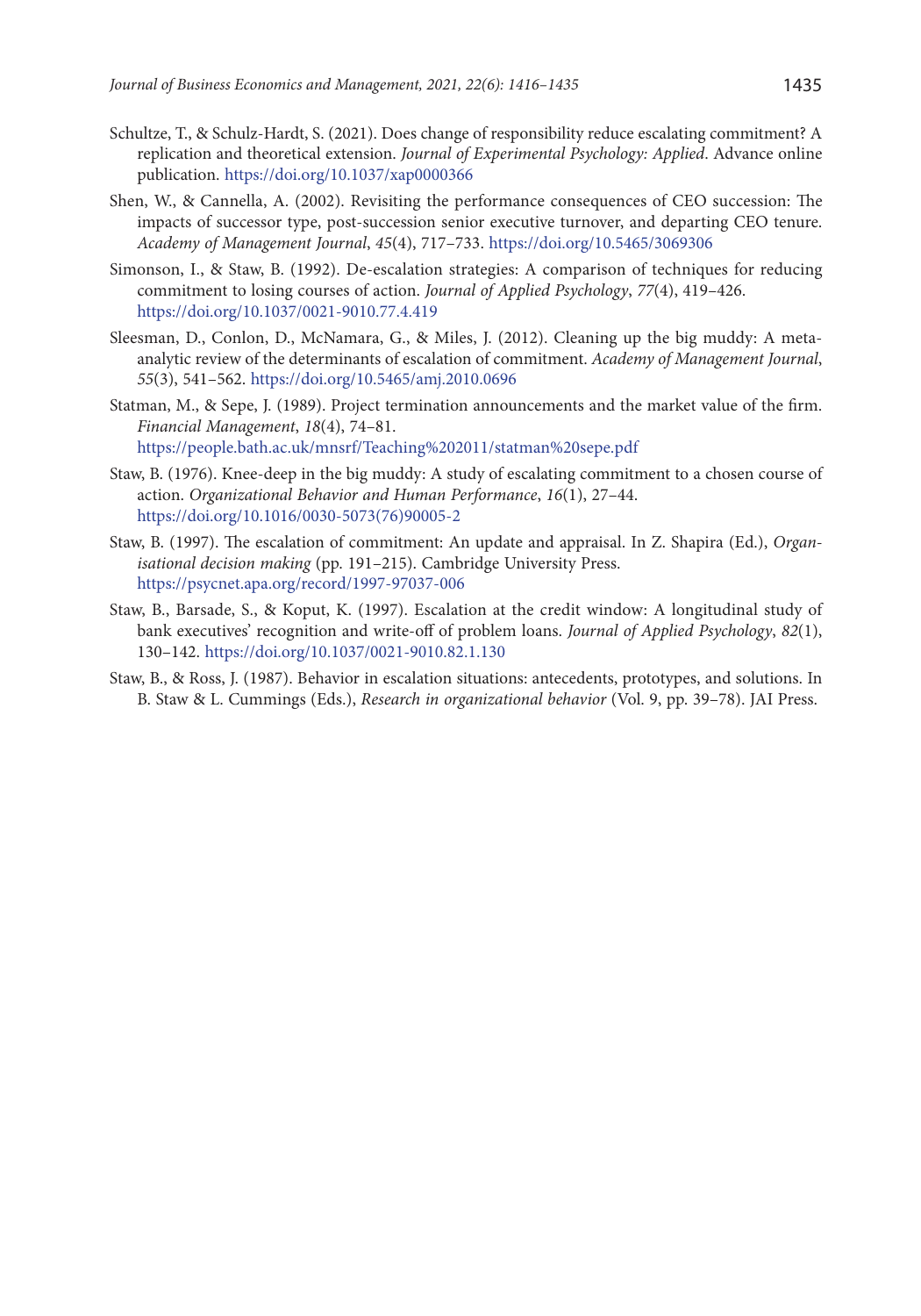Schultze, T., & Schulz-Hardt, S. (2021). Does change of responsibility reduce escalating commitment? A replication and theoretical extension. *Journal of Experimental Psychology: Applied*. Advance online publication. https://doi.org/10.1037/xap0000366

Shen, W., & Cannella, A. (2002). Revisiting the performance consequences of CEO succession: The impacts of successor type, post-succession senior executive turnover, and departing CEO tenure. *Academy of Management Journal*, *45*(4), 717–733. https://doi.org/10.5465/3069306

Simonson, I., & Staw, B. (1992). De-escalation strategies: A comparison of techniques for reducing commitment to losing courses of action. *Journal of Applied Psychology*, *77*(4), 419–426. https://doi.org/10.1037/0021-9010.77.4.419

Sleesman, D., Conlon, D., McNamara, G., & Miles, J. (2012). Cleaning up the big muddy: A meta-analytic review of the determinants of escalation of commitment. *Academy of Management Journal*, *55*(3), 541–562. https://doi.org/10.5465/amj.2010.0696

Statman, M., & Sepe, J. (1989). Project termination announcements and the market value of the firm. *Financial Management*, *18*(4), 74–81. https://people.bath.ac.uk/mnsrf/Teaching%202011/statman%20sepe.pdf

Staw, B. (1976). Knee-deep in the big muddy: A study of escalating commitment to a chosen course of action. *Organizational Behavior and Human Performance*, *16*(1), 27–44. https://doi.org/10.1016/0030-5073(76)90005-2

Staw, B. (1997). The escalation of commitment: An update and appraisal. In Z. Shapira (Ed.), *Organisational decision making* (pp. 191–215). Cambridge University Press. https://psycnet.apa.org/record/1997-97037-006

Staw, B., Barsade, S., & Koput, K. (1997). Escalation at the credit window: A longitudinal study of bank executives' recognition and write-off of problem loans. *Journal of Applied Psychology*, *82*(1), 130–142. https://doi.org/10.1037/0021-9010.82.1.130

Staw, B., & Ross, J. (1987). Behavior in escalation situations: antecedents, prototypes, and solutions. In B. Staw & L. Cummings (Eds.), *Research in organizational behavior* (Vol. 9, pp. 39–78). JAI Press.